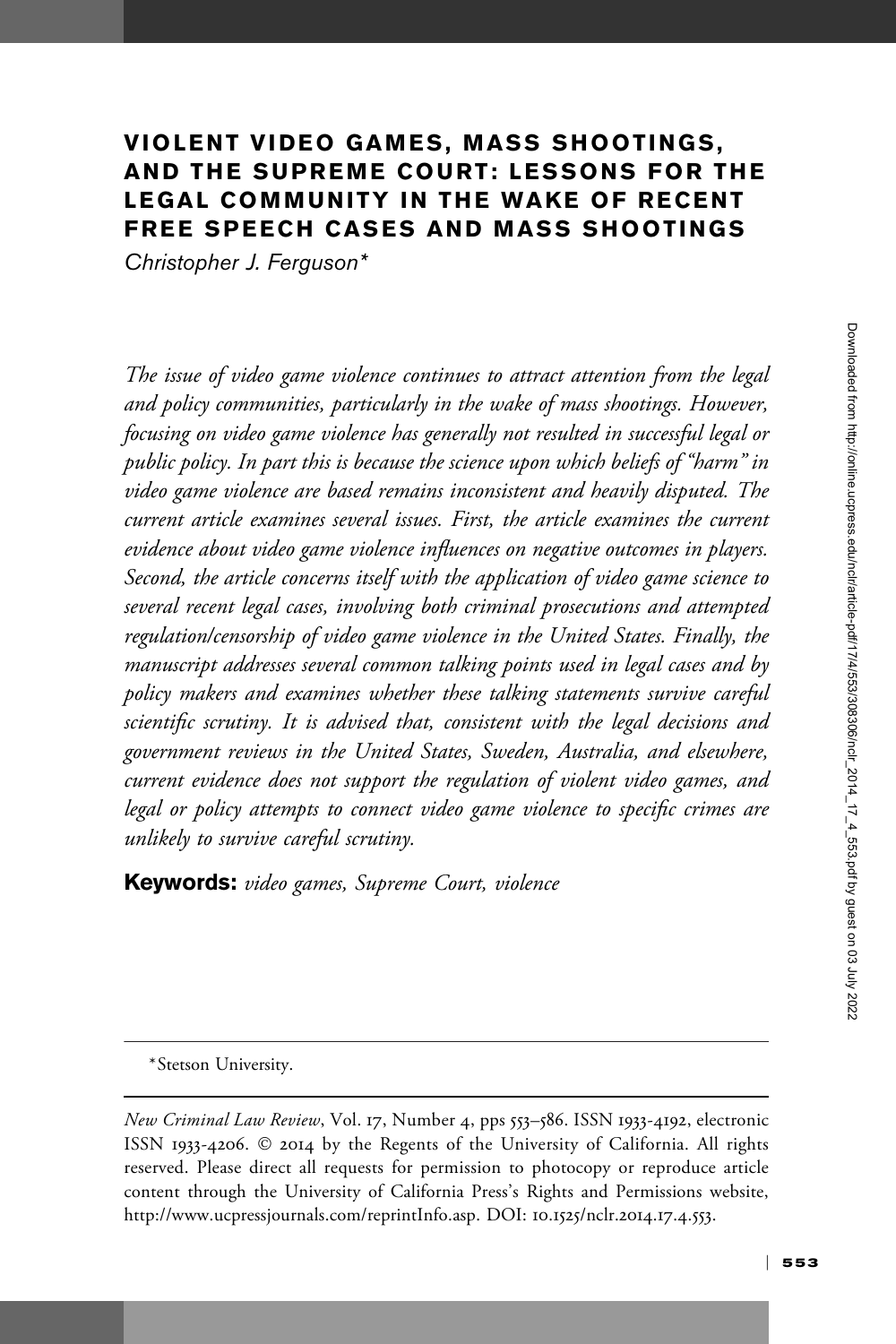# VIOLENT VIDEO GAMES, MASS SHOOTINGS, AND THE SUPREME COURT: LESSONS FOR THE LEGAL COMMUNITY IN THE WAKE OF RECENT FREE SPEECH CASES AND MASS SHOOTINGS

*Christopher J. Ferguson**

*The issue of video game violence continues to attract attention from the legal and policy communities, particularly in the wake of mass shootings. However, focusing on video game violence has generally not resulted in successful legal or public policy. In part this is because the science upon which beliefs of "harm" in video game violence are based remains inconsistent and heavily disputed. The current article examines several issues. First, the article examines the current evidence about video game violence influences on negative outcomes in players. Second, the article concerns itself with the application of video game science to several recent legal cases, involving both criminal prosecutions and attempted regulation/censorship of video game violence in the United States. Finally, the manuscript addresses several common talking points used in legal cases and by policy makers and examines whether these talking statements survive careful scientific scrutiny. It is advised that, consistent with the legal decisions and government reviews in the United States, Sweden, Australia, and elsewhere, current evidence does not support the regulation of violent video games, and legal or policy attempts to connect video game violence to specific crimes are unlikely to survive careful scrutiny.*

**Keywords:** *video games, Supreme Court, violence*

---

*Stetson University.

*New Criminal Law Review*, Vol. 17, Number 4, pps 553–586. ISSN 1933-4192, electronic ISSN 1933-4206. © 2014 by the Regents of the University of California. All rights reserved. Please direct all requests for permission to photocopy or reproduce article content through the University of California Press's Rights and Permissions website, http://www.ucpressjournals.com/reprintInfo.asp. DOI: 10.1525/nclr.2014.17.4.553.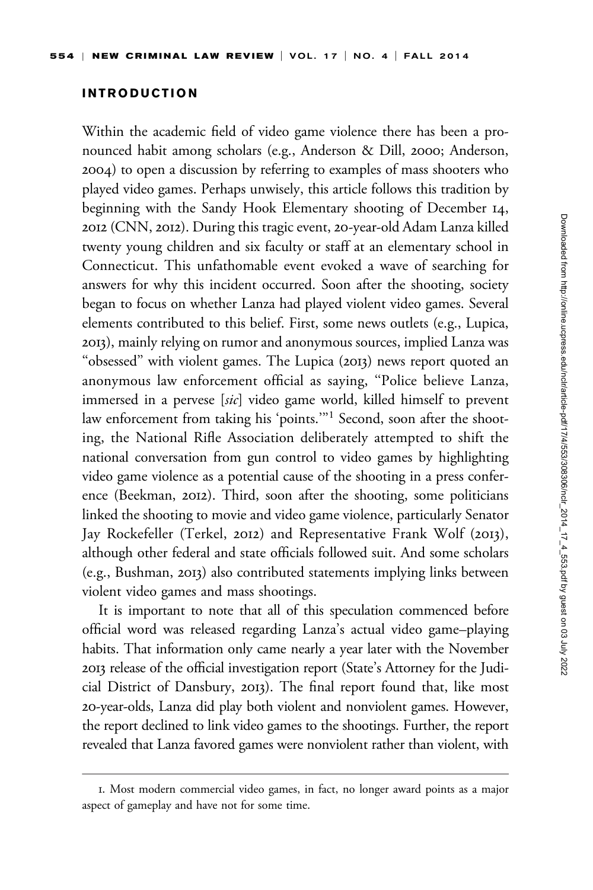## INTRODUCTION

Within the academic field of video game violence there has been a pronounced habit among scholars (e.g., Anderson & Dill, 2000; Anderson, 2004) to open a discussion by referring to examples of mass shooters who played video games. Perhaps unwisely, this article follows this tradition by beginning with the Sandy Hook Elementary shooting of December 14, 2012 (CNN, 2012). During this tragic event, 20-year-old Adam Lanza killed twenty young children and six faculty or staff at an elementary school in Connecticut. This unfathomable event evoked a wave of searching for answers for why this incident occurred. Soon after the shooting, society began to focus on whether Lanza had played violent video games. Several elements contributed to this belief. First, some news outlets (e.g., Lupica, 2013), mainly relying on rumor and anonymous sources, implied Lanza was "obsessed" with violent games. The Lupica (2013) news report quoted an anonymous law enforcement official as saying, "Police believe Lanza, immersed in a pervese [*sic*] video game world, killed himself to prevent law enforcement from taking his 'points.'"[1] Second, soon after the shooting, the National Rifle Association deliberately attempted to shift the national conversation from gun control to video games by highlighting video game violence as a potential cause of the shooting in a press conference (Beekman, 2012). Third, soon after the shooting, some politicians linked the shooting to movie and video game violence, particularly Senator Jay Rockefeller (Terkel, 2012) and Representative Frank Wolf (2013), although other federal and state officials followed suit. And some scholars (e.g., Bushman, 2013) also contributed statements implying links between violent video games and mass shootings.

It is important to note that all of this speculation commenced before official word was released regarding Lanza's actual video game–playing habits. That information only came nearly a year later with the November 2013 release of the official investigation report (State's Attorney for the Judicial District of Dansbury, 2013). The final report found that, like most 20-year-olds, Lanza did play both violent and nonviolent games. However, the report declined to link video games to the shootings. Further, the report revealed that Lanza favored games were nonviolent rather than violent, with

1. Most modern commercial video games, in fact, no longer award points as a major aspect of gameplay and have not for some time.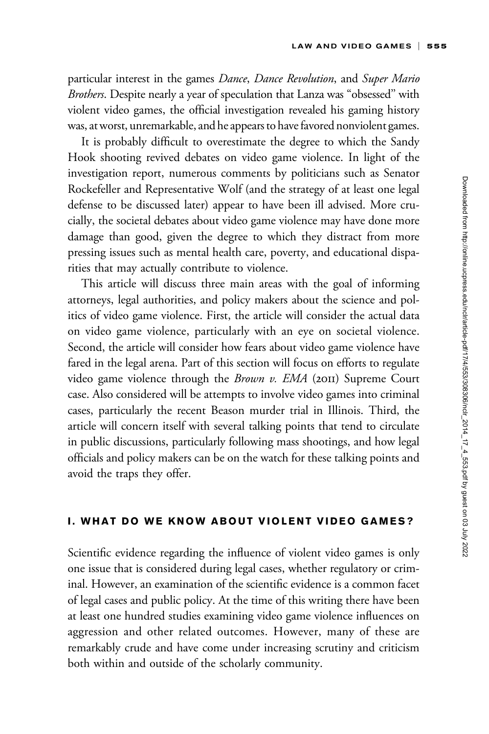particular interest in the games *Dance, Dance Revolution*, and *Super Mario Brothers*. Despite nearly a year of speculation that Lanza was "obsessed" with violent video games, the official investigation revealed his gaming history was, at worst, unremarkable, and he appears to have favored nonviolent games.

It is probably difficult to overestimate the degree to which the Sandy Hook shooting revived debates on video game violence. In light of the investigation report, numerous comments by politicians such as Senator Rockefeller and Representative Wolf (and the strategy of at least one legal defense to be discussed later) appear to have been ill advised. More crucially, the societal debates about video game violence may have done more damage than good, given the degree to which they distract from more pressing issues such as mental health care, poverty, and educational disparities that may actually contribute to violence.

This article will discuss three main areas with the goal of informing attorneys, legal authorities, and policy makers about the science and politics of video game violence. First, the article will consider the actual data on video game violence, particularly with an eye on societal violence. Second, the article will consider how fears about video game violence have fared in the legal arena. Part of this section will focus on efforts to regulate video game violence through the *Brown v. EMA* (2011) Supreme Court case. Also considered will be attempts to involve video games into criminal cases, particularly the recent Beason murder trial in Illinois. Third, the article will concern itself with several talking points that tend to circulate in public discussions, particularly following mass shootings, and how legal officials and policy makers can be on the watch for these talking points and avoid the traps they offer.

## I. WHAT DO WE KNOW ABOUT VIOLENT VIDEO GAMES?

Scientific evidence regarding the influence of violent video games is only one issue that is considered during legal cases, whether regulatory or criminal. However, an examination of the scientific evidence is a common facet of legal cases and public policy. At the time of this writing there have been at least one hundred studies examining video game violence influences on aggression and other related outcomes. However, many of these are remarkably crude and have come under increasing scrutiny and criticism both within and outside of the scholarly community.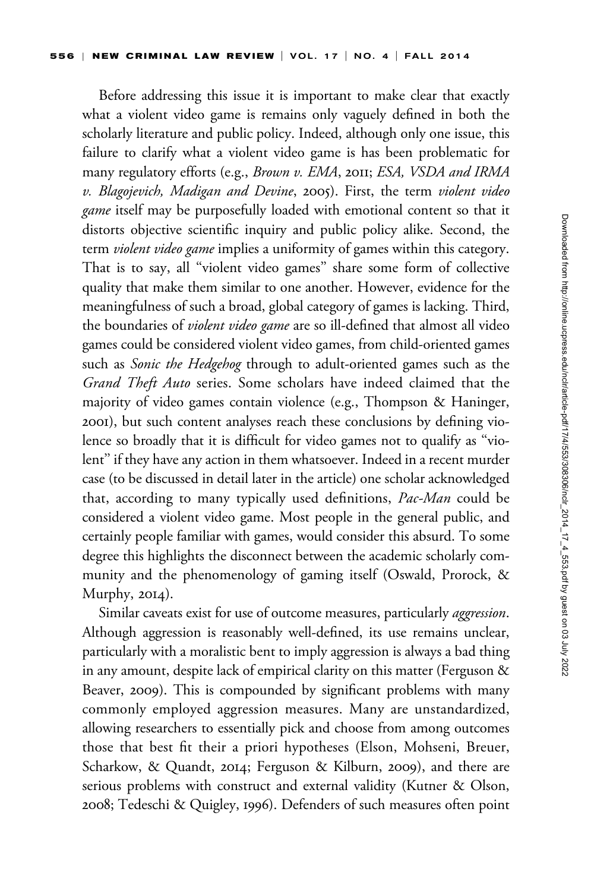Before addressing this issue it is important to make clear that exactly what a violent video game is remains only vaguely defined in both the scholarly literature and public policy. Indeed, although only one issue, this failure to clarify what a violent video game is has been problematic for many regulatory efforts (e.g., *Brown v. EMA*, 2011; *ESA, VSDA and IRMA v. Blagojevich, Madigan and Devine*, 2005). First, the term *violent video game* itself may be purposefully loaded with emotional content so that it distorts objective scientific inquiry and public policy alike. Second, the term *violent video game* implies a uniformity of games within this category. That is to say, all "violent video games" share some form of collective quality that make them similar to one another. However, evidence for the meaningfulness of such a broad, global category of games is lacking. Third, the boundaries of *violent video game* are so ill-defined that almost all video games could be considered violent video games, from child-oriented games such as *Sonic the Hedgehog* through to adult-oriented games such as the *Grand Theft Auto* series. Some scholars have indeed claimed that the majority of video games contain violence (e.g., Thompson & Haninger, 2001), but such content analyses reach these conclusions by defining violence so broadly that it is difficult for video games not to qualify as "violent" if they have any action in them whatsoever. Indeed in a recent murder case (to be discussed in detail later in the article) one scholar acknowledged that, according to many typically used definitions, *Pac-Man* could be considered a violent video game. Most people in the general public, and certainly people familiar with games, would consider this absurd. To some degree this highlights the disconnect between the academic scholarly community and the phenomenology of gaming itself (Oswald, Prorock, & Murphy, 2014).

Similar caveats exist for use of outcome measures, particularly *aggression*. Although aggression is reasonably well-defined, its use remains unclear, particularly with a moralistic bent to imply aggression is always a bad thing in any amount, despite lack of empirical clarity on this matter (Ferguson & Beaver, 2009). This is compounded by significant problems with many commonly employed aggression measures. Many are unstandardized, allowing researchers to essentially pick and choose from among outcomes those that best fit their a priori hypotheses (Elson, Mohseni, Breuer, Scharkow, & Quandt, 2014; Ferguson & Kilburn, 2009), and there are serious problems with construct and external validity (Kutner & Olson, 2008; Tedeschi & Quigley, 1996). Defenders of such measures often point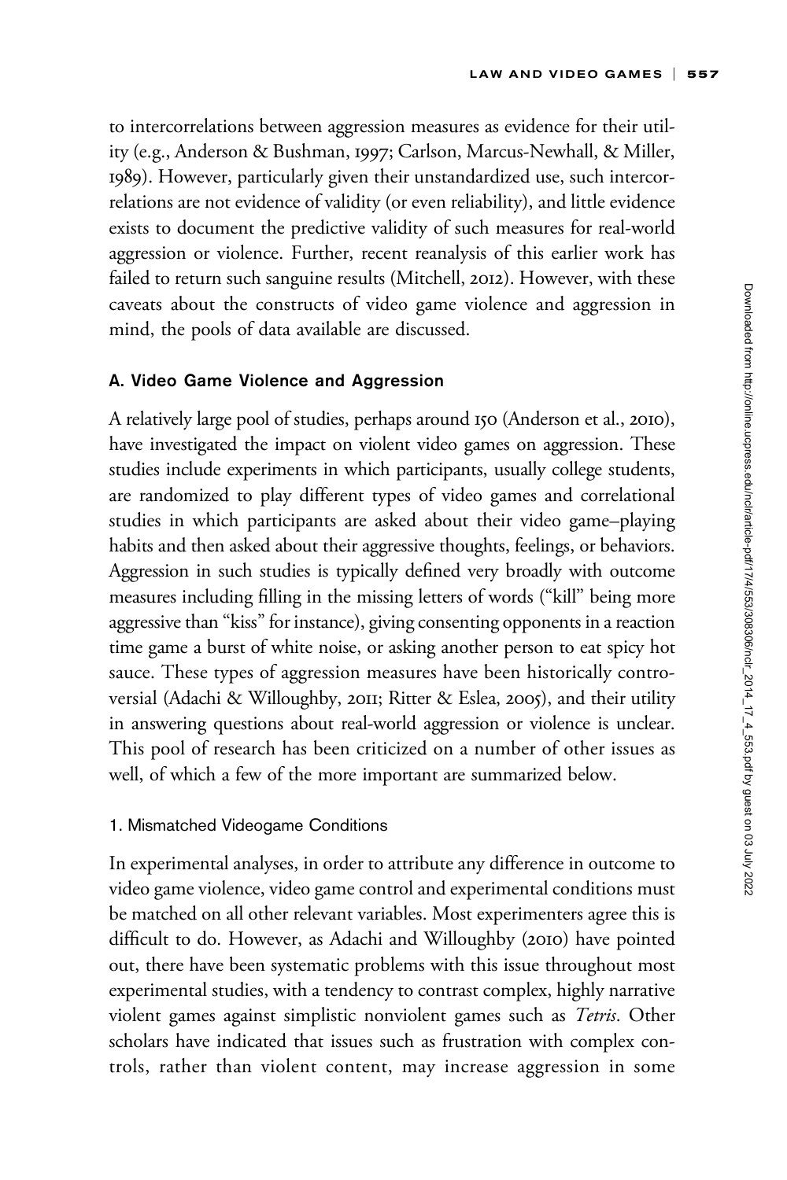to intercorrelations between aggression measures as evidence for their utility (e.g., Anderson & Bushman, 1997; Carlson, Marcus-Newhall, & Miller, 1989). However, particularly given their unstandardized use, such intercorrelations are not evidence of validity (or even reliability), and little evidence exists to document the predictive validity of such measures for real-world aggression or violence. Further, recent reanalysis of this earlier work has failed to return such sanguine results (Mitchell, 2012). However, with these caveats about the constructs of video game violence and aggression in mind, the pools of data available are discussed.

### A. Video Game Violence and Aggression

A relatively large pool of studies, perhaps around 150 (Anderson et al., 2010), have investigated the impact on violent video games on aggression. These studies include experiments in which participants, usually college students, are randomized to play different types of video games and correlational studies in which participants are asked about their video game–playing habits and then asked about their aggressive thoughts, feelings, or behaviors. Aggression in such studies is typically defined very broadly with outcome measures including filling in the missing letters of words ("kill" being more aggressive than "kiss" for instance), giving consenting opponents in a reaction time game a burst of white noise, or asking another person to eat spicy hot sauce. These types of aggression measures have been historically controversial (Adachi & Willoughby, 2011; Ritter & Eslea, 2005), and their utility in answering questions about real-world aggression or violence is unclear. This pool of research has been criticized on a number of other issues as well, of which a few of the more important are summarized below.

#### 1. Mismatched Videogame Conditions

In experimental analyses, in order to attribute any difference in outcome to video game violence, video game control and experimental conditions must be matched on all other relevant variables. Most experimenters agree this is difficult to do. However, as Adachi and Willoughby (2010) have pointed out, there have been systematic problems with this issue throughout most experimental studies, with a tendency to contrast complex, highly narrative violent games against simplistic nonviolent games such as *Tetris*. Other scholars have indicated that issues such as frustration with complex controls, rather than violent content, may increase aggression in some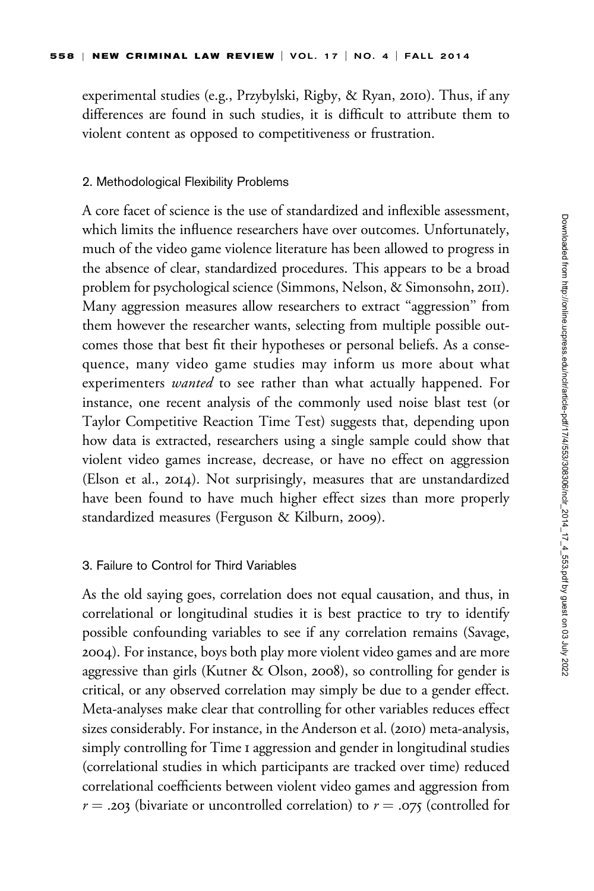experimental studies (e.g., Przybylski, Rigby, & Ryan, 2010). Thus, if any differences are found in such studies, it is difficult to attribute them to violent content as opposed to competitiveness or frustration.

### 2. Methodological Flexibility Problems

A core facet of science is the use of standardized and inflexible assessment, which limits the influence researchers have over outcomes. Unfortunately, much of the video game violence literature has been allowed to progress in the absence of clear, standardized procedures. This appears to be a broad problem for psychological science (Simmons, Nelson, & Simonsohn, 2011). Many aggression measures allow researchers to extract "aggression" from them however the researcher wants, selecting from multiple possible outcomes those that best fit their hypotheses or personal beliefs. As a consequence, many video game studies may inform us more about what experimenters *wanted* to see rather than what actually happened. For instance, one recent analysis of the commonly used noise blast test (or Taylor Competitive Reaction Time Test) suggests that, depending upon how data is extracted, researchers using a single sample could show that violent video games increase, decrease, or have no effect on aggression (Elson et al., 2014). Not surprisingly, measures that are unstandardized have been found to have much higher effect sizes than more properly standardized measures (Ferguson & Kilburn, 2009).

### 3. Failure to Control for Third Variables

As the old saying goes, correlation does not equal causation, and thus, in correlational or longitudinal studies it is best practice to try to identify possible confounding variables to see if any correlation remains (Savage, 2004). For instance, boys both play more violent video games and are more aggressive than girls (Kutner & Olson, 2008), so controlling for gender is critical, or any observed correlation may simply be due to a gender effect. Meta-analyses make clear that controlling for other variables reduces effect sizes considerably. For instance, in the Anderson et al. (2010) meta-analysis, simply controlling for Time 1 aggression and gender in longitudinal studies (correlational studies in which participants are tracked over time) reduced correlational coefficients between violent video games and aggression from $r = .203$ (bivariate or uncontrolled correlation) to $r = .075$ (controlled for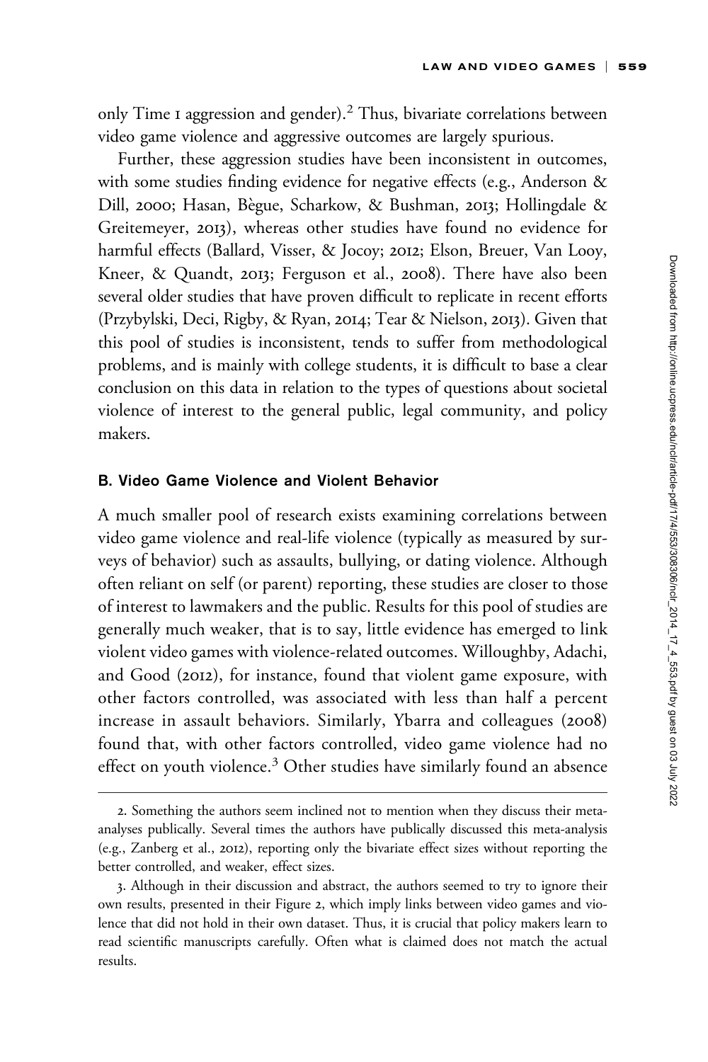only Time 1 aggression and gender).[2] Thus, bivariate correlations between video game violence and aggressive outcomes are largely spurious.

Further, these aggression studies have been inconsistent in outcomes, with some studies finding evidence for negative effects (e.g., Anderson & Dill, 2000; Hasan, Bègue, Scharkow, & Bushman, 2013; Hollingdale & Greitemeyer, 2013), whereas other studies have found no evidence for harmful effects (Ballard, Visser, & Jocoy; 2012; Elson, Breuer, Van Looy, Kneer, & Quandt, 2013; Ferguson et al., 2008). There have also been several older studies that have proven difficult to replicate in recent efforts (Przybylski, Deci, Rigby, & Ryan, 2014; Tear & Nielson, 2013). Given that this pool of studies is inconsistent, tends to suffer from methodological problems, and is mainly with college students, it is difficult to base a clear conclusion on this data in relation to the types of questions about societal violence of interest to the general public, legal community, and policy makers.

### B. Video Game Violence and Violent Behavior

A much smaller pool of research exists examining correlations between video game violence and real-life violence (typically as measured by surveys of behavior) such as assaults, bullying, or dating violence. Although often reliant on self (or parent) reporting, these studies are closer to those of interest to lawmakers and the public. Results for this pool of studies are generally much weaker, that is to say, little evidence has emerged to link violent video games with violence-related outcomes. Willoughby, Adachi, and Good (2012), for instance, found that violent game exposure, with other factors controlled, was associated with less than half a percent increase in assault behaviors. Similarly, Ybarra and colleagues (2008) found that, with other factors controlled, video game violence had no effect on youth violence.[3] Other studies have similarly found an absence

2. Something the authors seem inclined not to mention when they discuss their meta-analyses publically. Several times the authors have publically discussed this meta-analysis (e.g., Zanberg et al., 2012), reporting only the bivariate effect sizes without reporting the better controlled, and weaker, effect sizes.

3. Although in their discussion and abstract, the authors seemed to try to ignore their own results, presented in their Figure 2, which imply links between video games and violence that did not hold in their own dataset. Thus, it is crucial that policy makers learn to read scientific manuscripts carefully. Often what is claimed does not match the actual results.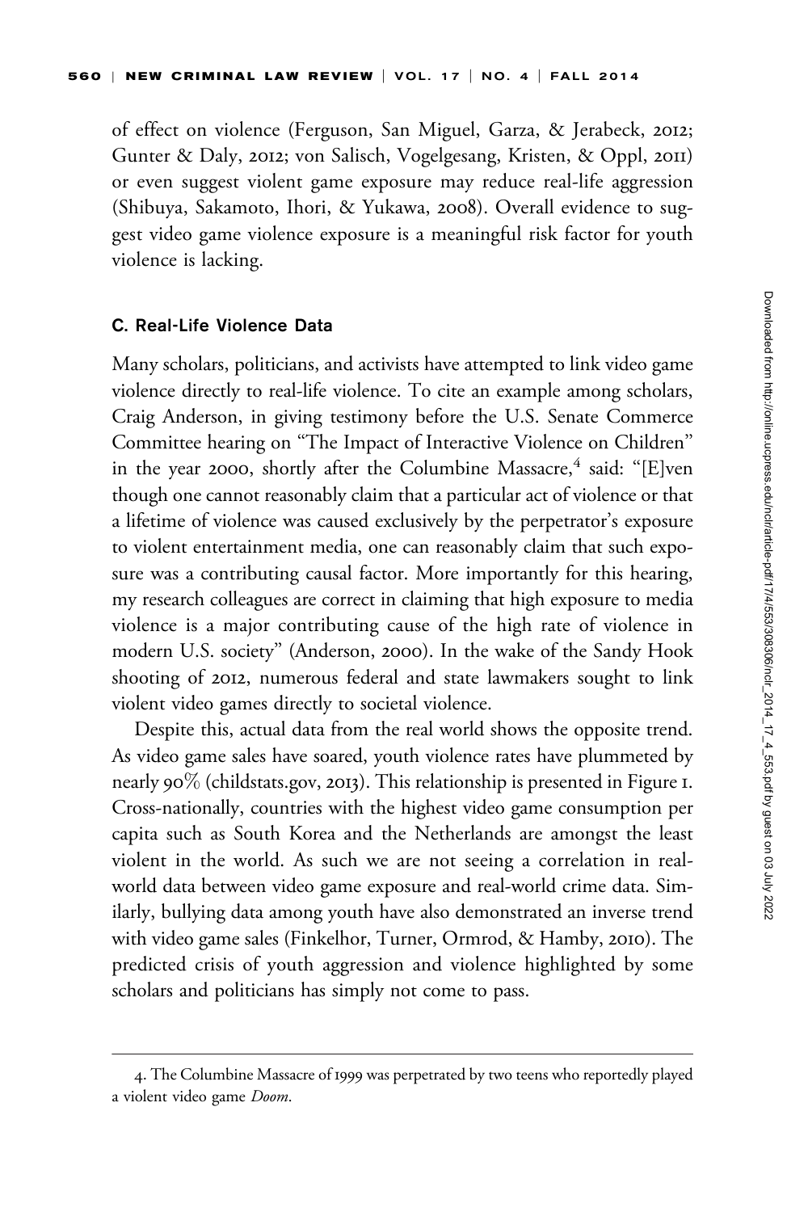of effect on violence (Ferguson, San Miguel, Garza, & Jerabeck, 2012; Gunter & Daly, 2012; von Salisch, Vogelgesang, Kristen, & Oppl, 2011) or even suggest violent game exposure may reduce real-life aggression (Shibuya, Sakamoto, Ihori, & Yukawa, 2008). Overall evidence to suggest video game violence exposure is a meaningful risk factor for youth violence is lacking.

### C. Real-Life Violence Data

Many scholars, politicians, and activists have attempted to link video game violence directly to real-life violence. To cite an example among scholars, Craig Anderson, in giving testimony before the U.S. Senate Commerce Committee hearing on "The Impact of Interactive Violence on Children" in the year 2000, shortly after the Columbine Massacre,[4] said: "[E]ven though one cannot reasonably claim that a particular act of violence or that a lifetime of violence was caused exclusively by the perpetrator's exposure to violent entertainment media, one can reasonably claim that such exposure was a contributing causal factor. More importantly for this hearing, my research colleagues are correct in claiming that high exposure to media violence is a major contributing cause of the high rate of violence in modern U.S. society" (Anderson, 2000). In the wake of the Sandy Hook shooting of 2012, numerous federal and state lawmakers sought to link violent video games directly to societal violence.

Despite this, actual data from the real world shows the opposite trend. As video game sales have soared, youth violence rates have plummeted by nearly 90% (childstats.gov, 2013). This relationship is presented in Figure 1. Cross-nationally, countries with the highest video game consumption per capita such as South Korea and the Netherlands are amongst the least violent in the world. As such we are not seeing a correlation in real-world data between video game exposure and real-world crime data. Similarly, bullying data among youth have also demonstrated an inverse trend with video game sales (Finkelhor, Turner, Ormrod, & Hamby, 2010). The predicted crisis of youth aggression and violence highlighted by some scholars and politicians has simply not come to pass.

---

4. The Columbine Massacre of 1999 was perpetrated by two teens who reportedly played a violent video game *Doom*.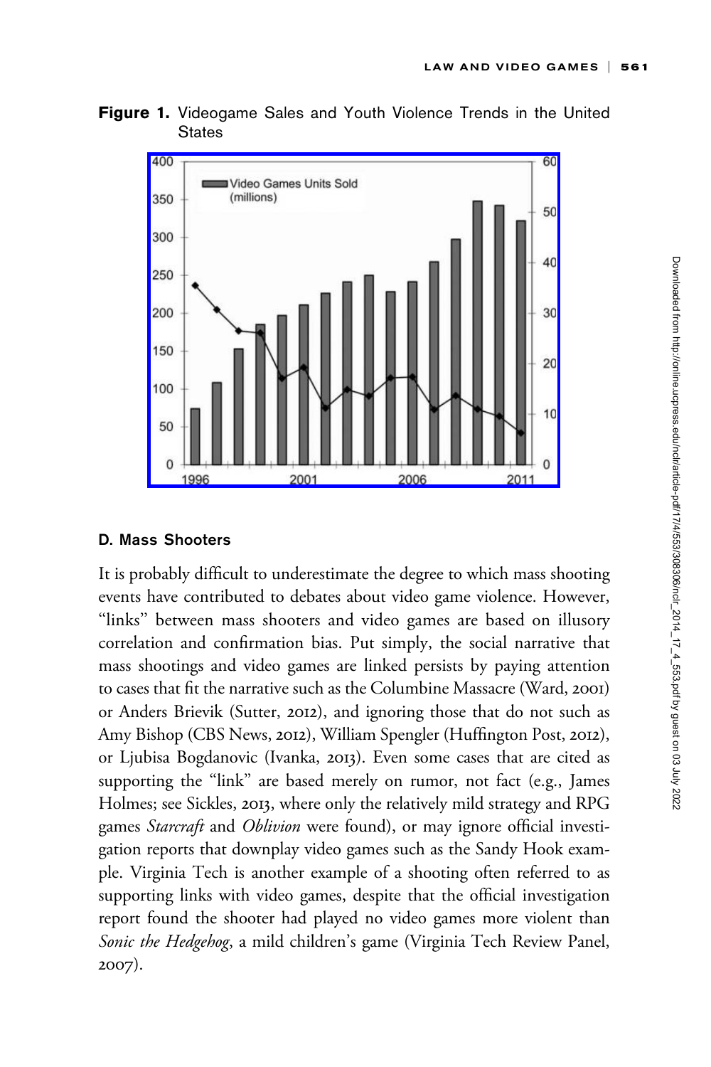**Figure 1.** Videogame Sales and Youth Violence Trends in the United States

### D. Mass Shooters

It is probably difficult to underestimate the degree to which mass shooting events have contributed to debates about video game violence. However, "links" between mass shooters and video games are based on illusory correlation and confirmation bias. Put simply, the social narrative that mass shootings and video games are linked persists by paying attention to cases that fit the narrative such as the Columbine Massacre (Ward, 2001) or Anders Brievik (Sutter, 2012), and ignoring those that do not such as Amy Bishop (CBS News, 2012), William Spengler (Huffington Post, 2012), or Ljubisa Bogdanovic (Ivanka, 2013). Even some cases that are cited as supporting the "link" are based merely on rumor, not fact (e.g., James Holmes; see Sickles, 2013, where only the relatively mild strategy and RPG games *Starcraft* and *Oblivion* were found), or may ignore official investigation reports that downplay video games such as the Sandy Hook example. Virginia Tech is another example of a shooting often referred to as supporting links with video games, despite that the official investigation report found the shooter had played no video games more violent than *Sonic the Hedgehog*, a mild children's game (Virginia Tech Review Panel, 2007).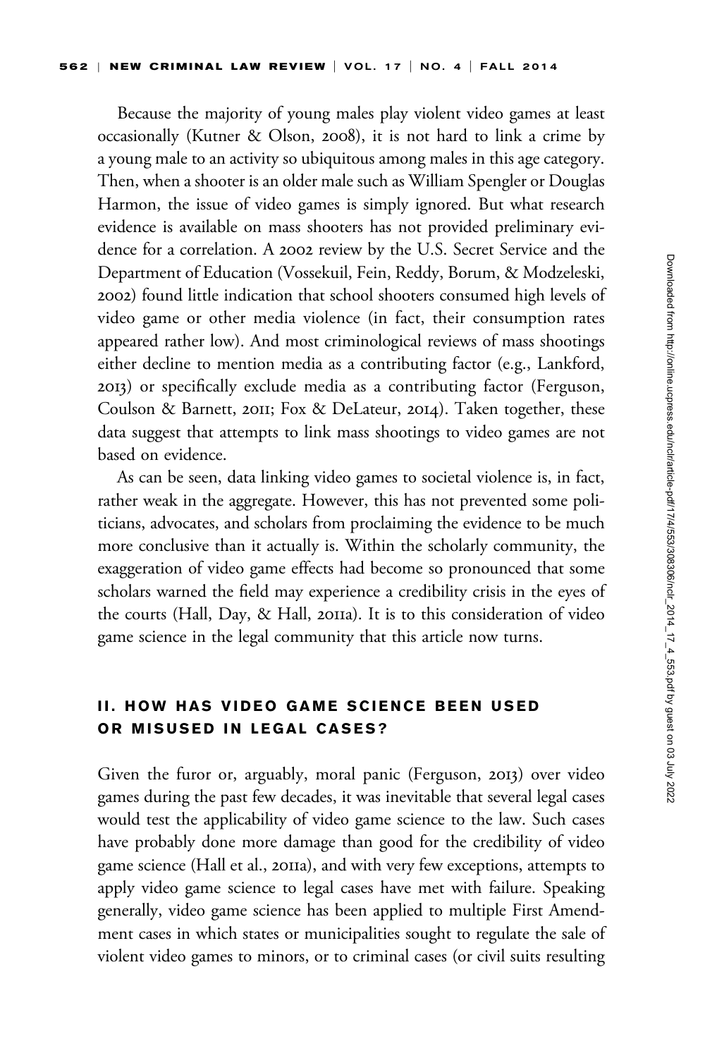Because the majority of young males play violent video games at least occasionally (Kutner & Olson, 2008), it is not hard to link a crime by a young male to an activity so ubiquitous among males in this age category. Then, when a shooter is an older male such as William Spengler or Douglas Harmon, the issue of video games is simply ignored. But what research evidence is available on mass shooters has not provided preliminary evidence for a correlation. A 2002 review by the U.S. Secret Service and the Department of Education (Vossekuil, Fein, Reddy, Borum, & Modzeleski, 2002) found little indication that school shooters consumed high levels of video game or other media violence (in fact, their consumption rates appeared rather low). And most criminological reviews of mass shootings either decline to mention media as a contributing factor (e.g., Lankford, 2013) or specifically exclude media as a contributing factor (Ferguson, Coulson & Barnett, 2011; Fox & DeLateur, 2014). Taken together, these data suggest that attempts to link mass shootings to video games are not based on evidence.

As can be seen, data linking video games to societal violence is, in fact, rather weak in the aggregate. However, this has not prevented some politicians, advocates, and scholars from proclaiming the evidence to be much more conclusive than it actually is. Within the scholarly community, the exaggeration of video game effects had become so pronounced that some scholars warned the field may experience a credibility crisis in the eyes of the courts (Hall, Day, & Hall, 2011a). It is to this consideration of video game science in the legal community that this article now turns.

## II. HOW HAS VIDEO GAME SCIENCE BEEN USED OR MISUSED IN LEGAL CASES?

Given the furor or, arguably, moral panic (Ferguson, 2013) over video games during the past few decades, it was inevitable that several legal cases would test the applicability of video game science to the law. Such cases have probably done more damage than good for the credibility of video game science (Hall et al., 2011a), and with very few exceptions, attempts to apply video game science to legal cases have met with failure. Speaking generally, video game science has been applied to multiple First Amendment cases in which states or municipalities sought to regulate the sale of violent video games to minors, or to criminal cases (or civil suits resulting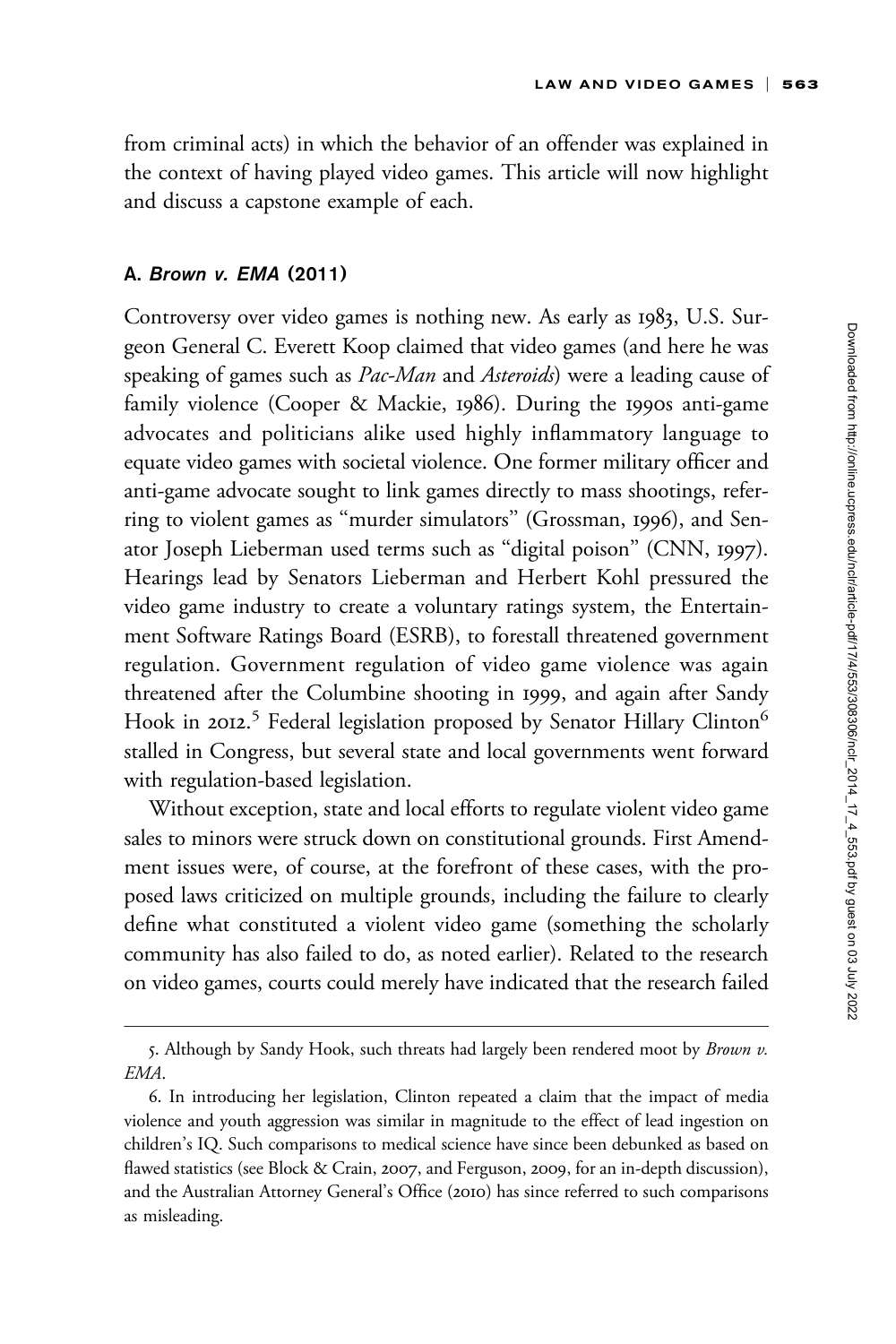from criminal acts) in which the behavior of an offender was explained in the context of having played video games. This article will now highlight and discuss a capstone example of each.

### A. *Brown v. EMA* (2011)

Controversy over video games is nothing new. As early as 1983, U.S. Surgeon General C. Everett Koop claimed that video games (and here he was speaking of games such as *Pac-Man* and *Asteroids*) were a leading cause of family violence (Cooper & Mackie, 1986). During the 1990s anti-game advocates and politicians alike used highly inflammatory language to equate video games with societal violence. One former military officer and anti-game advocate sought to link games directly to mass shootings, referring to violent games as "murder simulators" (Grossman, 1996), and Senator Joseph Lieberman used terms such as "digital poison" (CNN, 1997). Hearings lead by Senators Lieberman and Herbert Kohl pressured the video game industry to create a voluntary ratings system, the Entertainment Software Ratings Board (ESRB), to forestall threatened government regulation. Government regulation of video game violence was again threatened after the Columbine shooting in 1999, and again after Sandy Hook in 2012.[5] Federal legislation proposed by Senator Hillary Clinton[6] stalled in Congress, but several state and local governments went forward with regulation-based legislation.

Without exception, state and local efforts to regulate violent video game sales to minors were struck down on constitutional grounds. First Amendment issues were, of course, at the forefront of these cases, with the proposed laws criticized on multiple grounds, including the failure to clearly define what constituted a violent video game (something the scholarly community has also failed to do, as noted earlier). Related to the research on video games, courts could merely have indicated that the research failed

5. Although by Sandy Hook, such threats had largely been rendered moot by *Brown v. EMA*.

6. In introducing her legislation, Clinton repeated a claim that the impact of media violence and youth aggression was similar in magnitude to the effect of lead ingestion on children's IQ. Such comparisons to medical science have since been debunked as based on flawed statistics (see Block & Crain, 2007, and Ferguson, 2009, for an in-depth discussion), and the Australian Attorney General's Office (2010) has since referred to such comparisons as misleading.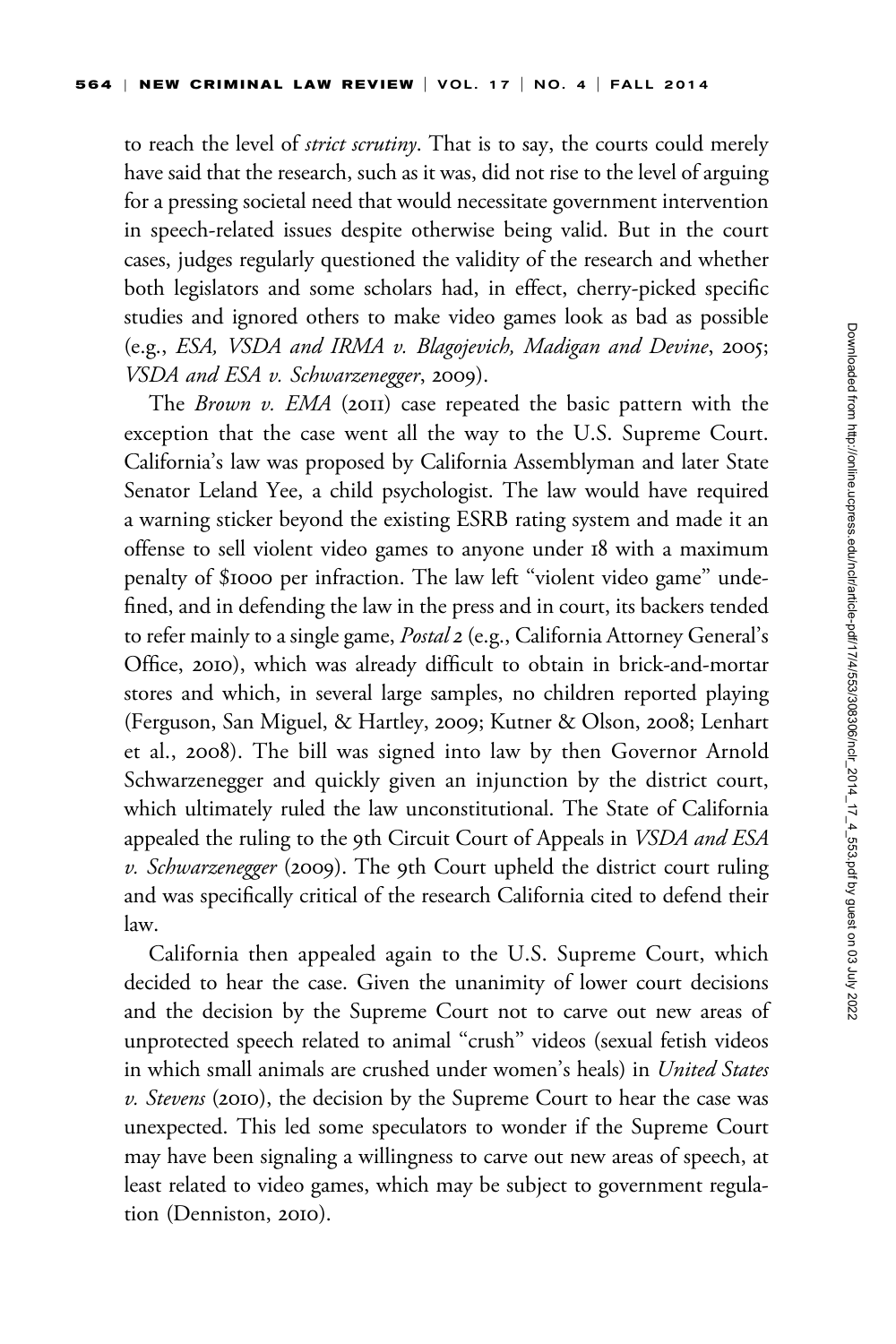to reach the level of *strict scrutiny*. That is to say, the courts could merely have said that the research, such as it was, did not rise to the level of arguing for a pressing societal need that would necessitate government intervention in speech-related issues despite otherwise being valid. But in the court cases, judges regularly questioned the validity of the research and whether both legislators and some scholars had, in effect, cherry-picked specific studies and ignored others to make video games look as bad as possible (e.g., *ESA, VSDA and IRMA v. Blagojevich, Madigan and Devine*, 2005; *VSDA and ESA v. Schwarzenegger*, 2009).

The *Brown v. EMA* (2011) case repeated the basic pattern with the exception that the case went all the way to the U.S. Supreme Court. California's law was proposed by California Assemblyman and later State Senator Leland Yee, a child psychologist. The law would have required a warning sticker beyond the existing ESRB rating system and made it an offense to sell violent video games to anyone under 18 with a maximum penalty of $1000 per infraction. The law left "violent video game" undefined, and in defending the law in the press and in court, its backers tended to refer mainly to a single game, *Postal 2* (e.g., California Attorney General's Office, 2010), which was already difficult to obtain in brick-and-mortar stores and which, in several large samples, no children reported playing (Ferguson, San Miguel, & Hartley, 2009; Kutner & Olson, 2008; Lenhart et al., 2008). The bill was signed into law by then Governor Arnold Schwarzenegger and quickly given an injunction by the district court, which ultimately ruled the law unconstitutional. The State of California appealed the ruling to the 9th Circuit Court of Appeals in *VSDA and ESA v. Schwarzenegger* (2009). The 9th Court upheld the district court ruling and was specifically critical of the research California cited to defend their law.

California then appealed again to the U.S. Supreme Court, which decided to hear the case. Given the unanimity of lower court decisions and the decision by the Supreme Court not to carve out new areas of unprotected speech related to animal "crush" videos (sexual fetish videos in which small animals are crushed under women's heals) in *United States v. Stevens* (2010), the decision by the Supreme Court to hear the case was unexpected. This led some speculators to wonder if the Supreme Court may have been signaling a willingness to carve out new areas of speech, at least related to video games, which may be subject to government regulation (Denniston, 2010).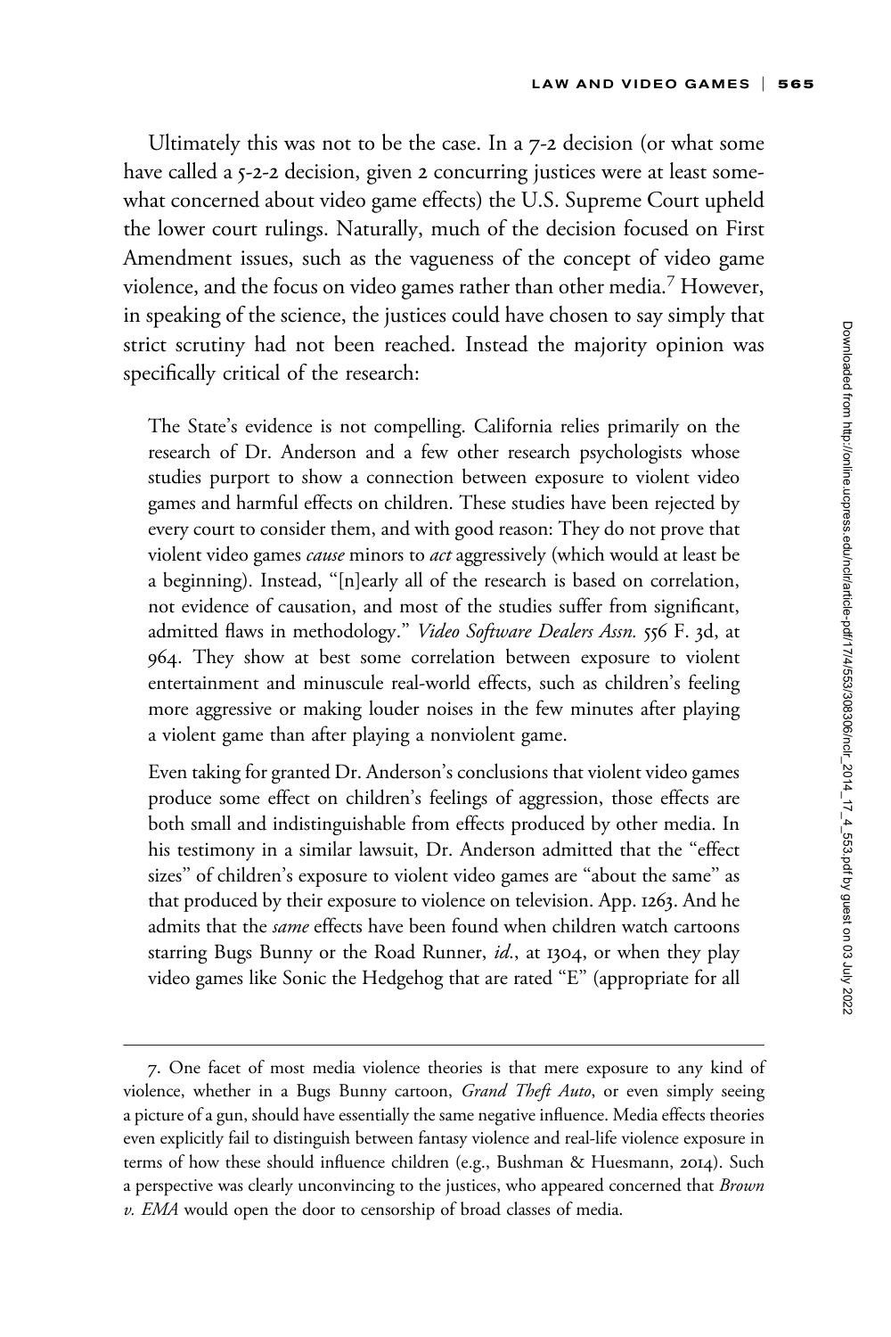Ultimately this was not to be the case. In a 7-2 decision (or what some have called a 5-2-2 decision, given 2 concurring justices were at least somewhat concerned about video game effects) the U.S. Supreme Court upheld the lower court rulings. Naturally, much of the decision focused on First Amendment issues, such as the vagueness of the concept of video game violence, and the focus on video games rather than other media.[7] However, in speaking of the science, the justices could have chosen to say simply that strict scrutiny had not been reached. Instead the majority opinion was specifically critical of the research:

> The State's evidence is not compelling. California relies primarily on the research of Dr. Anderson and a few other research psychologists whose studies purport to show a connection between exposure to violent video games and harmful effects on children. These studies have been rejected by every court to consider them, and with good reason: They do not prove that violent video games *cause* minors to *act* aggressively (which would at least be a beginning). Instead, "[n]early all of the research is based on correlation, not evidence of causation, and most of the studies suffer from significant, admitted flaws in methodology." *Video Software Dealers Assn.* 556 F. 3d, at 964. They show at best some correlation between exposure to violent entertainment and minuscule real-world effects, such as children's feeling more aggressive or making louder noises in the few minutes after playing a violent game than after playing a nonviolent game.
>
> Even taking for granted Dr. Anderson's conclusions that violent video games produce some effect on children's feelings of aggression, those effects are both small and indistinguishable from effects produced by other media. In his testimony in a similar lawsuit, Dr. Anderson admitted that the "effect sizes" of children's exposure to violent video games are "about the same" as that produced by their exposure to violence on television. App. 1263. And he admits that the *same* effects have been found when children watch cartoons starring Bugs Bunny or the Road Runner, *id.*, at 1304, or when they play video games like Sonic the Hedgehog that are rated "E" (appropriate for all

---

7. One facet of most media violence theories is that mere exposure to any kind of violence, whether in a Bugs Bunny cartoon, *Grand Theft Auto*, or even simply seeing a picture of a gun, should have essentially the same negative influence. Media effects theories even explicitly fail to distinguish between fantasy violence and real-life violence exposure in terms of how these should influence children (e.g., Bushman & Huesmann, 2014). Such a perspective was clearly unconvincing to the justices, who appeared concerned that *Brown v. EMA* would open the door to censorship of broad classes of media.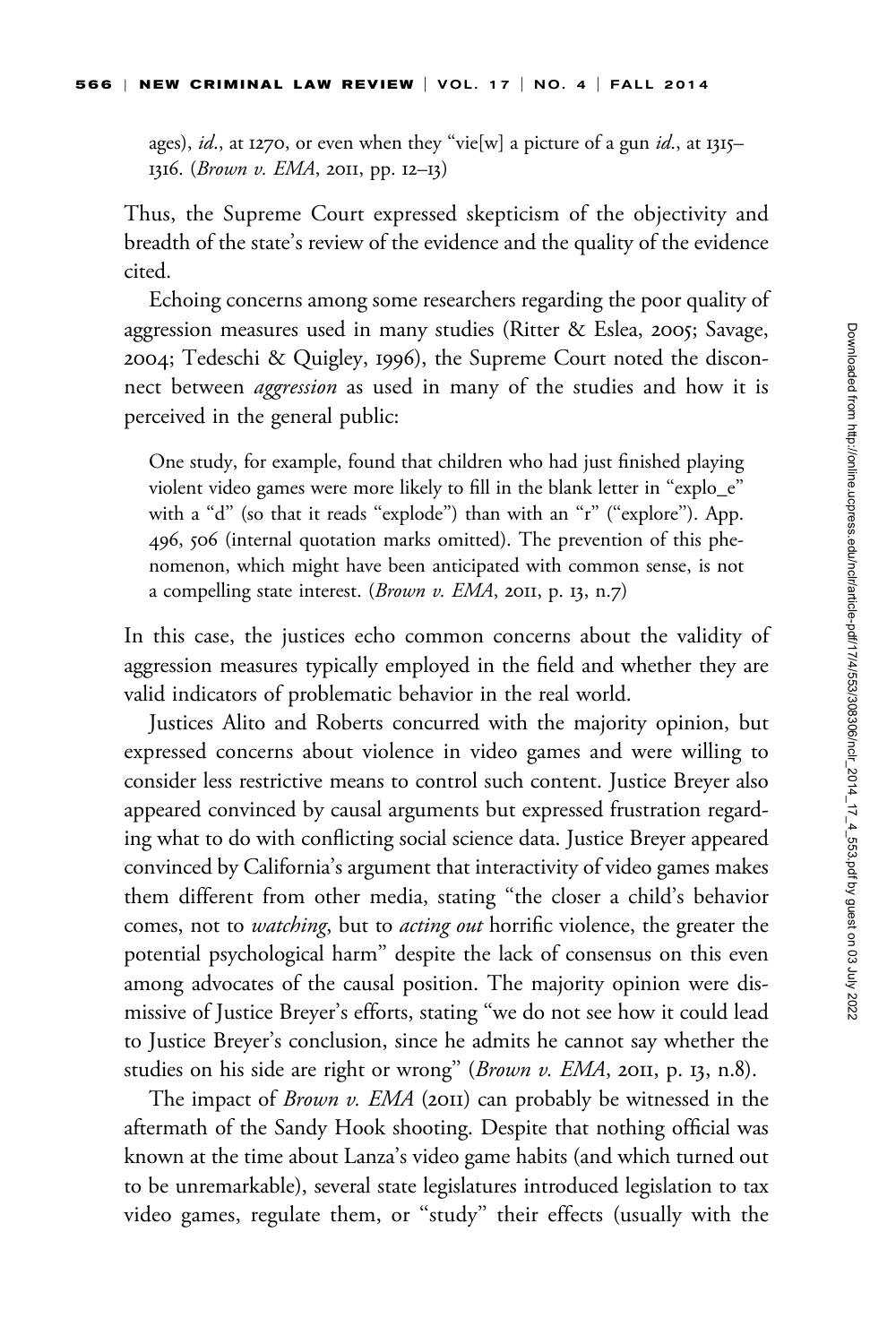ages), *id.*, at 1270, or even when they "vie[w] a picture of a gun *id.*, at 1315–1316. (*Brown v. EMA*, 2011, pp. 12–13)

Thus, the Supreme Court expressed skepticism of the objectivity and breadth of the state's review of the evidence and the quality of the evidence cited.

Echoing concerns among some researchers regarding the poor quality of aggression measures used in many studies (Ritter & Eslea, 2005; Savage, 2004; Tedeschi & Quigley, 1996), the Supreme Court noted the disconnect between *aggression* as used in many of the studies and how it is perceived in the general public:

> One study, for example, found that children who had just finished playing violent video games were more likely to fill in the blank letter in "explo_e" with a "d" (so that it reads "explode") than with an "r" ("explore"). App. 496, 506 (internal quotation marks omitted). The prevention of this phenomenon, which might have been anticipated with common sense, is not a compelling state interest. (*Brown v. EMA*, 2011, p. 13, n.7)

In this case, the justices echo common concerns about the validity of aggression measures typically employed in the field and whether they are valid indicators of problematic behavior in the real world.

Justices Alito and Roberts concurred with the majority opinion, but expressed concerns about violence in video games and were willing to consider less restrictive means to control such content. Justice Breyer also appeared convinced by causal arguments but expressed frustration regarding what to do with conflicting social science data. Justice Breyer appeared convinced by California's argument that interactivity of video games makes them different from other media, stating "the closer a child's behavior comes, not to *watching*, but to *acting out* horrific violence, the greater the potential psychological harm" despite the lack of consensus on this even among advocates of the causal position. The majority opinion were dismissive of Justice Breyer's efforts, stating "we do not see how it could lead to Justice Breyer's conclusion, since he admits he cannot say whether the studies on his side are right or wrong" (*Brown v. EMA*, 2011, p. 13, n.8).

The impact of *Brown v. EMA* (2011) can probably be witnessed in the aftermath of the Sandy Hook shooting. Despite that nothing official was known at the time about Lanza's video game habits (and which turned out to be unremarkable), several state legislatures introduced legislation to tax video games, regulate them, or "study" their effects (usually with the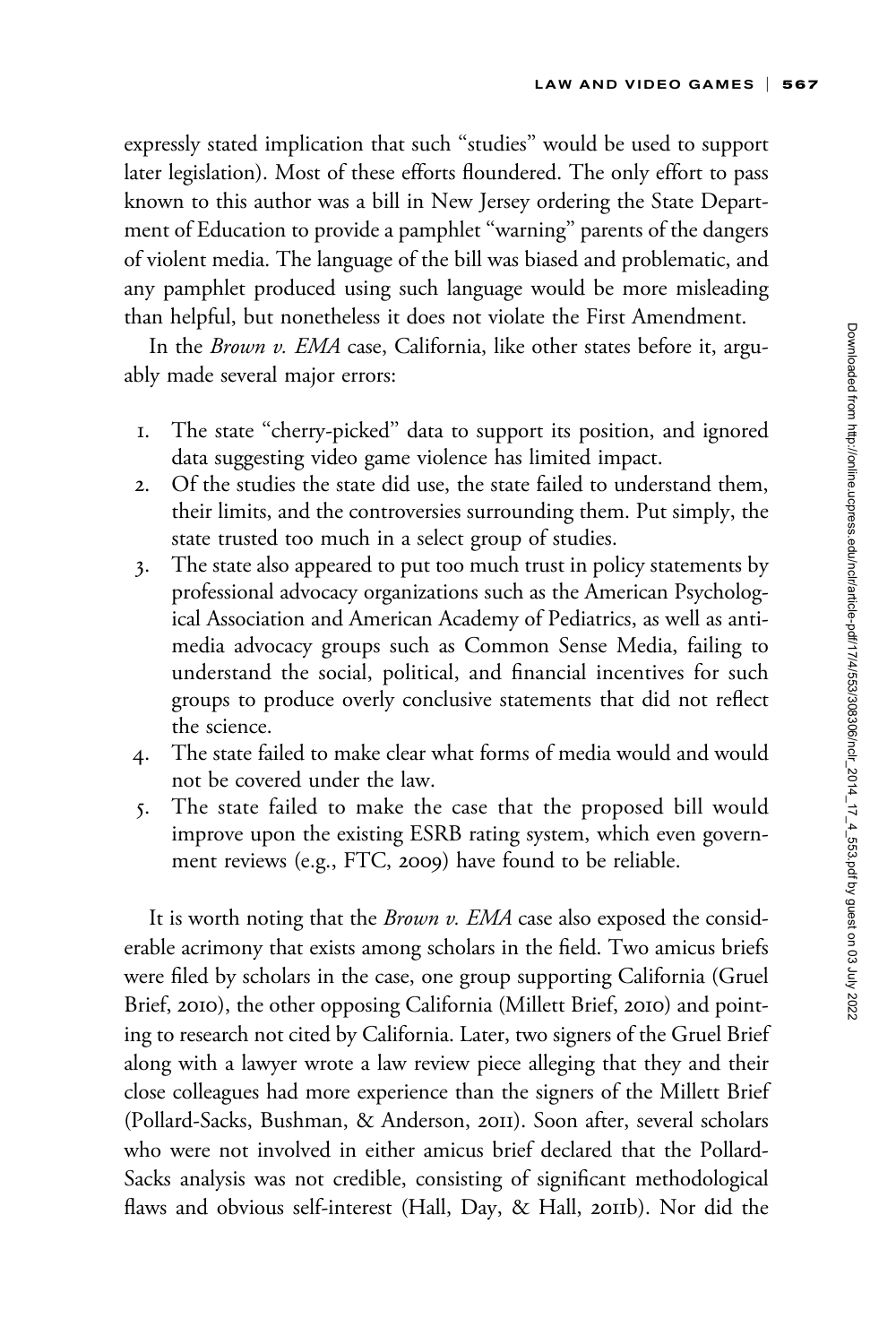expressly stated implication that such "studies" would be used to support later legislation). Most of these efforts floundered. The only effort to pass known to this author was a bill in New Jersey ordering the State Department of Education to provide a pamphlet "warning" parents of the dangers of violent media. The language of the bill was biased and problematic, and any pamphlet produced using such language would be more misleading than helpful, but nonetheless it does not violate the First Amendment.

In the *Brown v. EMA* case, California, like other states before it, arguably made several major errors:

1. The state "cherry-picked" data to support its position, and ignored data suggesting video game violence has limited impact.
2. Of the studies the state did use, the state failed to understand them, their limits, and the controversies surrounding them. Put simply, the state trusted too much in a select group of studies.
3. The state also appeared to put too much trust in policy statements by professional advocacy organizations such as the American Psychological Association and American Academy of Pediatrics, as well as anti-media advocacy groups such as Common Sense Media, failing to understand the social, political, and financial incentives for such groups to produce overly conclusive statements that did not reflect the science.
4. The state failed to make clear what forms of media would and would not be covered under the law.
5. The state failed to make the case that the proposed bill would improve upon the existing ESRB rating system, which even government reviews (e.g., FTC, 2009) have found to be reliable.

It is worth noting that the *Brown v. EMA* case also exposed the considerable acrimony that exists among scholars in the field. Two amicus briefs were filed by scholars in the case, one group supporting California (Gruel Brief, 2010), the other opposing California (Millett Brief, 2010) and pointing to research not cited by California. Later, two signers of the Gruel Brief along with a lawyer wrote a law review piece alleging that they and their close colleagues had more experience than the signers of the Millett Brief (Pollard-Sacks, Bushman, & Anderson, 2011). Soon after, several scholars who were not involved in either amicus brief declared that the Pollard-Sacks analysis was not credible, consisting of significant methodological flaws and obvious self-interest (Hall, Day, & Hall, 2011b). Nor did the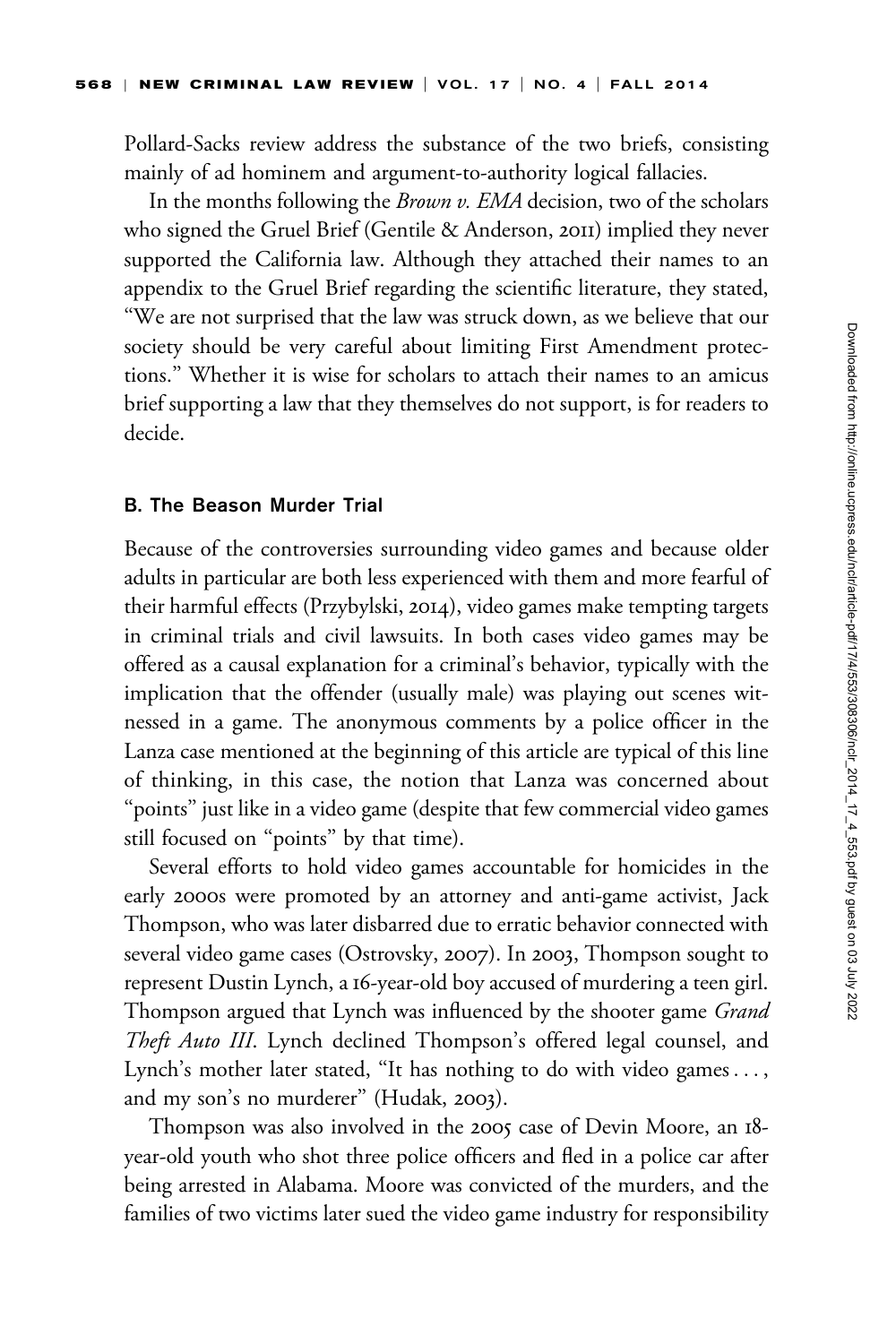Pollard-Sacks review address the substance of the two briefs, consisting mainly of ad hominem and argument-to-authority logical fallacies.

In the months following the *Brown v. EMA* decision, two of the scholars who signed the Gruel Brief (Gentile & Anderson, 2011) implied they never supported the California law. Although they attached their names to an appendix to the Gruel Brief regarding the scientific literature, they stated, "We are not surprised that the law was struck down, as we believe that our society should be very careful about limiting First Amendment protections." Whether it is wise for scholars to attach their names to an amicus brief supporting a law that they themselves do not support, is for readers to decide.

### B. The Beason Murder Trial

Because of the controversies surrounding video games and because older adults in particular are both less experienced with them and more fearful of their harmful effects (Przybylski, 2014), video games make tempting targets in criminal trials and civil lawsuits. In both cases video games may be offered as a causal explanation for a criminal's behavior, typically with the implication that the offender (usually male) was playing out scenes witnessed in a game. The anonymous comments by a police officer in the Lanza case mentioned at the beginning of this article are typical of this line of thinking, in this case, the notion that Lanza was concerned about "points" just like in a video game (despite that few commercial video games still focused on "points" by that time).

Several efforts to hold video games accountable for homicides in the early 2000s were promoted by an attorney and anti-game activist, Jack Thompson, who was later disbarred due to erratic behavior connected with several video game cases (Ostrovsky, 2007). In 2003, Thompson sought to represent Dustin Lynch, a 16-year-old boy accused of murdering a teen girl. Thompson argued that Lynch was influenced by the shooter game *Grand Theft Auto III*. Lynch declined Thompson's offered legal counsel, and Lynch's mother later stated, "It has nothing to do with video games . . . , and my son's no murderer" (Hudak, 2003).

Thompson was also involved in the 2005 case of Devin Moore, an 18-year-old youth who shot three police officers and fled in a police car after being arrested in Alabama. Moore was convicted of the murders, and the families of two victims later sued the video game industry for responsibility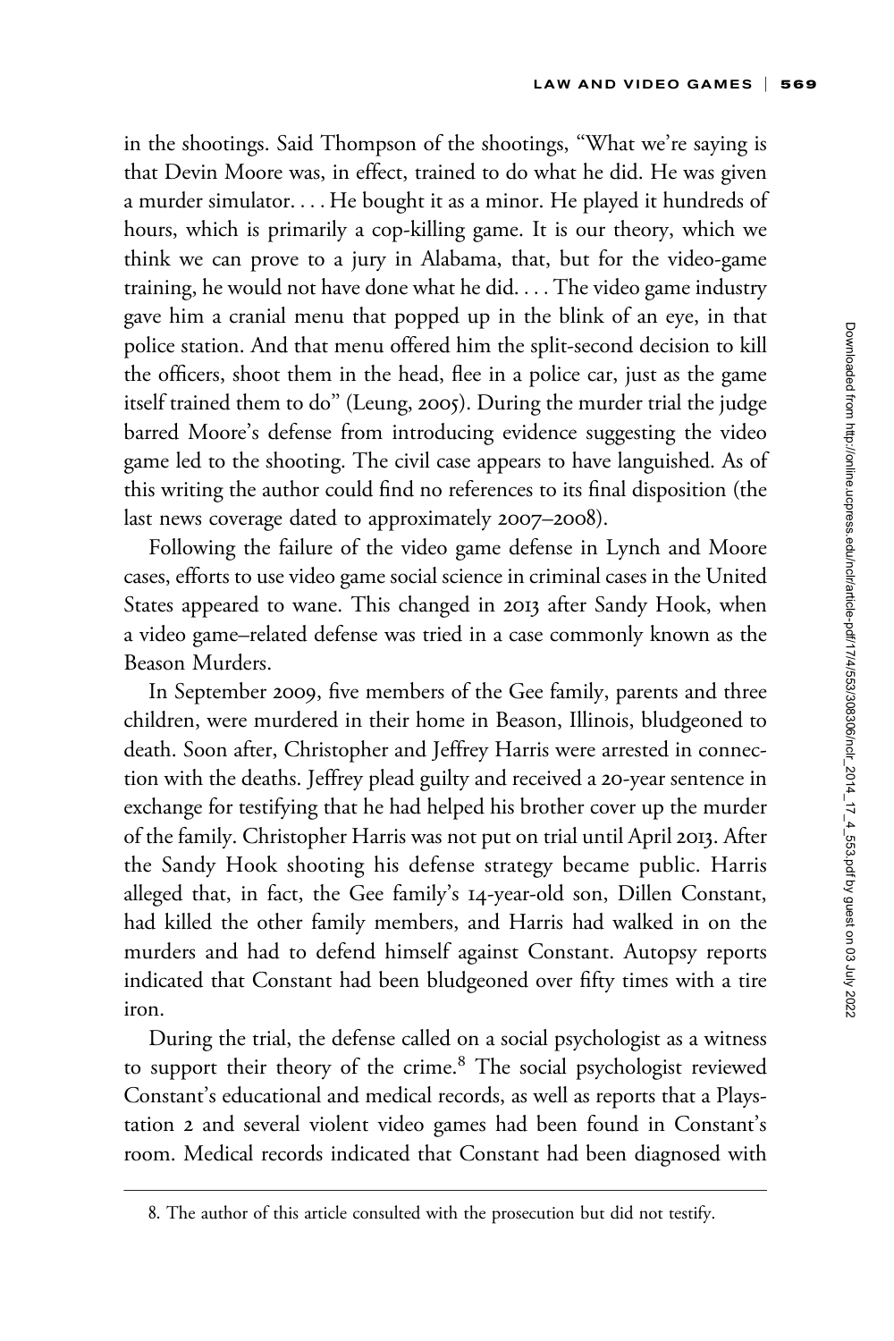in the shootings. Said Thompson of the shootings, "What we're saying is that Devin Moore was, in effect, trained to do what he did. He was given a murder simulator. . . . He bought it as a minor. He played it hundreds of hours, which is primarily a cop-killing game. It is our theory, which we think we can prove to a jury in Alabama, that, but for the video-game training, he would not have done what he did. . . . The video game industry gave him a cranial menu that popped up in the blink of an eye, in that police station. And that menu offered him the split-second decision to kill the officers, shoot them in the head, flee in a police car, just as the game itself trained them to do" (Leung, 2005). During the murder trial the judge barred Moore's defense from introducing evidence suggesting the video game led to the shooting. The civil case appears to have languished. As of this writing the author could find no references to its final disposition (the last news coverage dated to approximately 2007–2008).

Following the failure of the video game defense in Lynch and Moore cases, efforts to use video game social science in criminal cases in the United States appeared to wane. This changed in 2013 after Sandy Hook, when a video game–related defense was tried in a case commonly known as the Beason Murders.

In September 2009, five members of the Gee family, parents and three children, were murdered in their home in Beason, Illinois, bludgeoned to death. Soon after, Christopher and Jeffrey Harris were arrested in connection with the deaths. Jeffrey plead guilty and received a 20-year sentence in exchange for testifying that he had helped his brother cover up the murder of the family. Christopher Harris was not put on trial until April 2013. After the Sandy Hook shooting his defense strategy became public. Harris alleged that, in fact, the Gee family's 14-year-old son, Dillen Constant, had killed the other family members, and Harris had walked in on the murders and had to defend himself against Constant. Autopsy reports indicated that Constant had been bludgeoned over fifty times with a tire iron.

During the trial, the defense called on a social psychologist as a witness to support their theory of the crime.[8] The social psychologist reviewed Constant's educational and medical records, as well as reports that a Playstation 2 and several violent video games had been found in Constant's room. Medical records indicated that Constant had been diagnosed with

8. The author of this article consulted with the prosecution but did not testify.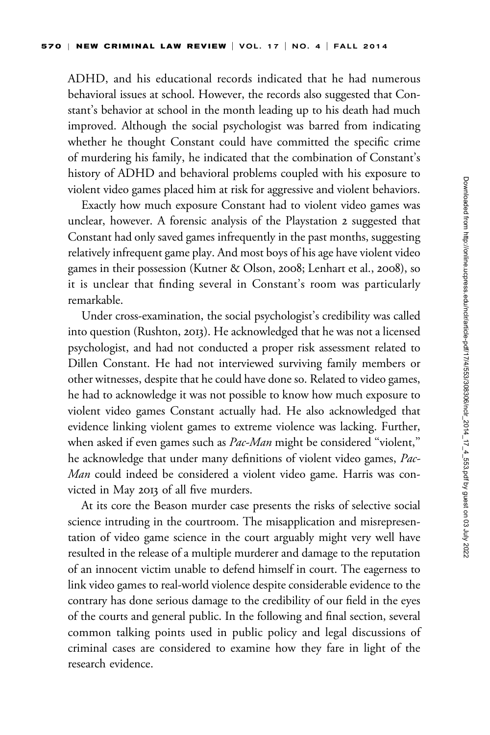ADHD, and his educational records indicated that he had numerous behavioral issues at school. However, the records also suggested that Constant's behavior at school in the month leading up to his death had much improved. Although the social psychologist was barred from indicating whether he thought Constant could have committed the specific crime of murdering his family, he indicated that the combination of Constant's history of ADHD and behavioral problems coupled with his exposure to violent video games placed him at risk for aggressive and violent behaviors.

Exactly how much exposure Constant had to violent video games was unclear, however. A forensic analysis of the Playstation 2 suggested that Constant had only saved games infrequently in the past months, suggesting relatively infrequent game play. And most boys of his age have violent video games in their possession (Kutner & Olson, 2008; Lenhart et al., 2008), so it is unclear that finding several in Constant's room was particularly remarkable.

Under cross-examination, the social psychologist's credibility was called into question (Rushton, 2013). He acknowledged that he was not a licensed psychologist, and had not conducted a proper risk assessment related to Dillen Constant. He had not interviewed surviving family members or other witnesses, despite that he could have done so. Related to video games, he had to acknowledge it was not possible to know how much exposure to violent video games Constant actually had. He also acknowledged that evidence linking violent games to extreme violence was lacking. Further, when asked if even games such as *Pac-Man* might be considered "violent," he acknowledge that under many definitions of violent video games, *Pac-Man* could indeed be considered a violent video game. Harris was convicted in May 2013 of all five murders.

At its core the Beason murder case presents the risks of selective social science intruding in the courtroom. The misapplication and misrepresentation of video game science in the court arguably might very well have resulted in the release of a multiple murderer and damage to the reputation of an innocent victim unable to defend himself in court. The eagerness to link video games to real-world violence despite considerable evidence to the contrary has done serious damage to the credibility of our field in the eyes of the courts and general public. In the following and final section, several common talking points used in public policy and legal discussions of criminal cases are considered to examine how they fare in light of the research evidence.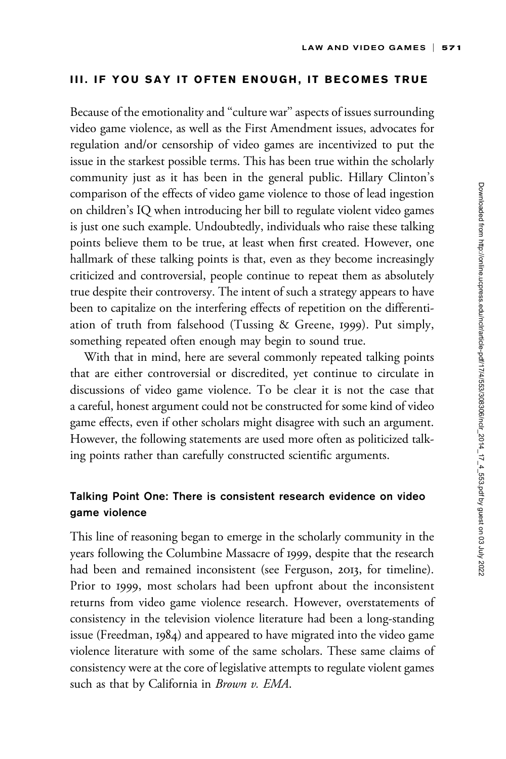## III. IF YOU SAY IT OFTEN ENOUGH, IT BECOMES TRUE

Because of the emotionality and "culture war" aspects of issues surrounding video game violence, as well as the First Amendment issues, advocates for regulation and/or censorship of video games are incentivized to put the issue in the starkest possible terms. This has been true within the scholarly community just as it has been in the general public. Hillary Clinton's comparison of the effects of video game violence to those of lead ingestion on children's IQ when introducing her bill to regulate violent video games is just one such example. Undoubtedly, individuals who raise these talking points believe them to be true, at least when first created. However, one hallmark of these talking points is that, even as they become increasingly criticized and controversial, people continue to repeat them as absolutely true despite their controversy. The intent of such a strategy appears to have been to capitalize on the interfering effects of repetition on the differentiation of truth from falsehood (Tussing & Greene, 1999). Put simply, something repeated often enough may begin to sound true.

With that in mind, here are several commonly repeated talking points that are either controversial or discredited, yet continue to circulate in discussions of video game violence. To be clear it is not the case that a careful, honest argument could not be constructed for some kind of video game effects, even if other scholars might disagree with such an argument. However, the following statements are used more often as politicized talking points rather than carefully constructed scientific arguments.

### Talking Point One: There is consistent research evidence on video game violence

This line of reasoning began to emerge in the scholarly community in the years following the Columbine Massacre of 1999, despite that the research had been and remained inconsistent (see Ferguson, 2013, for timeline). Prior to 1999, most scholars had been upfront about the inconsistent returns from video game violence research. However, overstatements of consistency in the television violence literature had been a long-standing issue (Freedman, 1984) and appeared to have migrated into the video game violence literature with some of the same scholars. These same claims of consistency were at the core of legislative attempts to regulate violent games such as that by California in *Brown v. EMA*.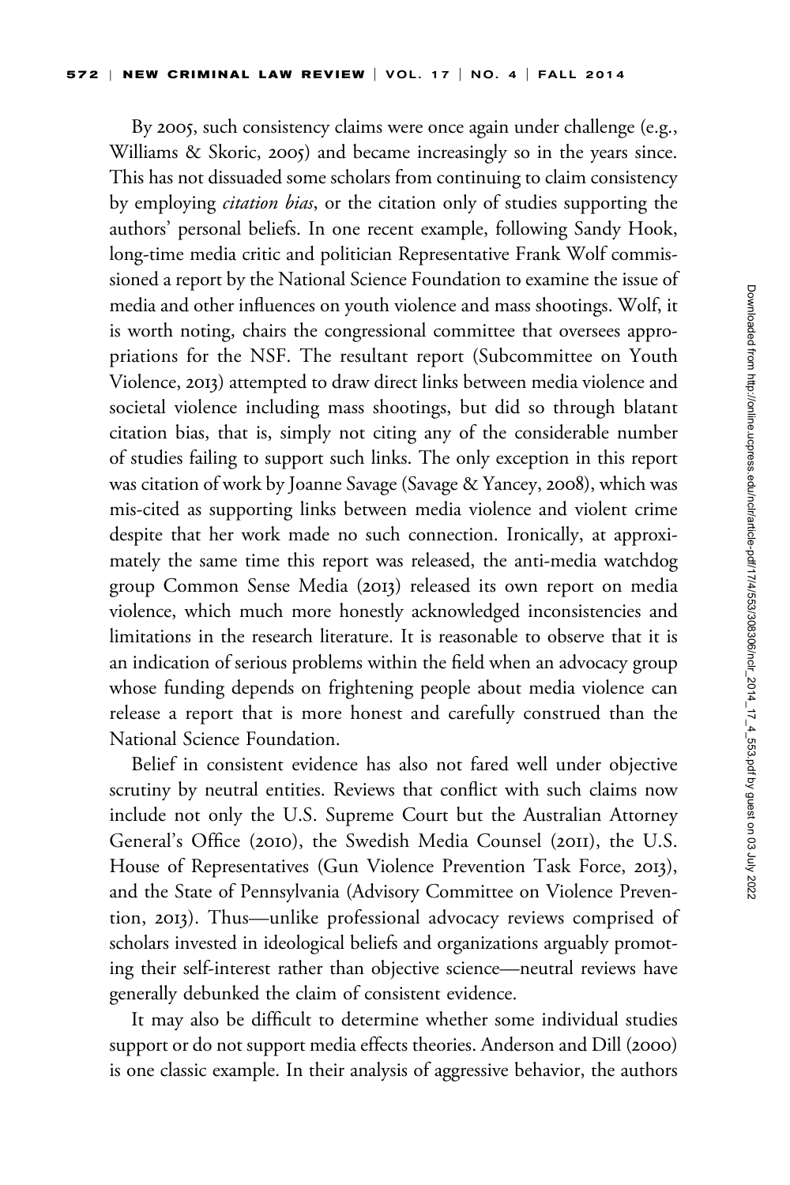By 2005, such consistency claims were once again under challenge (e.g., Williams & Skoric, 2005) and became increasingly so in the years since. This has not dissuaded some scholars from continuing to claim consistency by employing *citation bias*, or the citation only of studies supporting the authors' personal beliefs. In one recent example, following Sandy Hook, long-time media critic and politician Representative Frank Wolf commissioned a report by the National Science Foundation to examine the issue of media and other influences on youth violence and mass shootings. Wolf, it is worth noting, chairs the congressional committee that oversees appropriations for the NSF. The resultant report (Subcommittee on Youth Violence, 2013) attempted to draw direct links between media violence and societal violence including mass shootings, but did so through blatant citation bias, that is, simply not citing any of the considerable number of studies failing to support such links. The only exception in this report was citation of work by Joanne Savage (Savage & Yancey, 2008), which was mis-cited as supporting links between media violence and violent crime despite that her work made no such connection. Ironically, at approximately the same time this report was released, the anti-media watchdog group Common Sense Media (2013) released its own report on media violence, which much more honestly acknowledged inconsistencies and limitations in the research literature. It is reasonable to observe that it is an indication of serious problems within the field when an advocacy group whose funding depends on frightening people about media violence can release a report that is more honest and carefully construed than the National Science Foundation.

Belief in consistent evidence has also not fared well under objective scrutiny by neutral entities. Reviews that conflict with such claims now include not only the U.S. Supreme Court but the Australian Attorney General's Office (2010), the Swedish Media Counsel (2011), the U.S. House of Representatives (Gun Violence Prevention Task Force, 2013), and the State of Pennsylvania (Advisory Committee on Violence Prevention, 2013). Thus—unlike professional advocacy reviews comprised of scholars invested in ideological beliefs and organizations arguably promoting their self-interest rather than objective science—neutral reviews have generally debunked the claim of consistent evidence.

It may also be difficult to determine whether some individual studies support or do not support media effects theories. Anderson and Dill (2000) is one classic example. In their analysis of aggressive behavior, the authors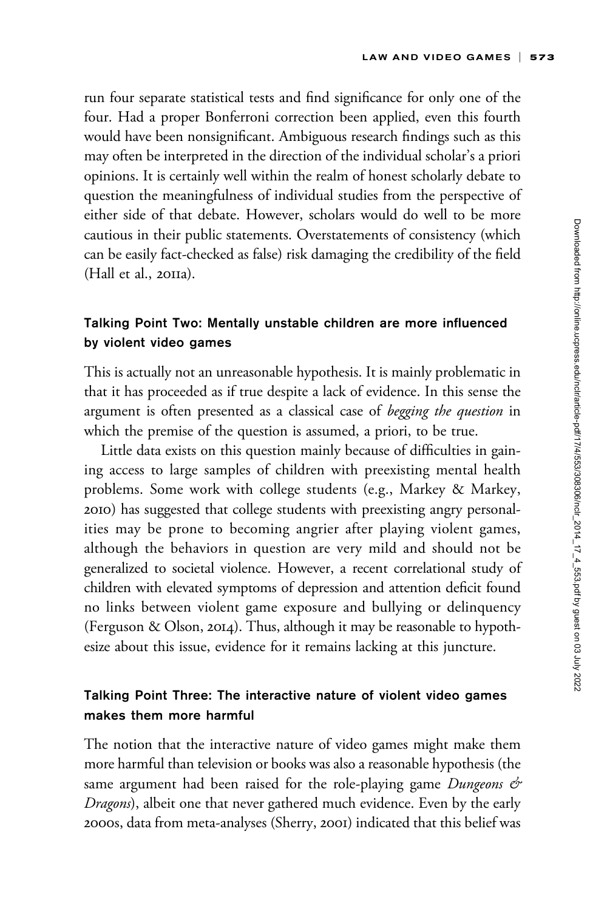run four separate statistical tests and find significance for only one of the four. Had a proper Bonferroni correction been applied, even this fourth would have been nonsignificant. Ambiguous research findings such as this may often be interpreted in the direction of the individual scholar's a priori opinions. It is certainly well within the realm of honest scholarly debate to question the meaningfulness of individual studies from the perspective of either side of that debate. However, scholars would do well to be more cautious in their public statements. Overstatements of consistency (which can be easily fact-checked as false) risk damaging the credibility of the field (Hall et al., 2011a).

### Talking Point Two: Mentally unstable children are more influenced by violent video games

This is actually not an unreasonable hypothesis. It is mainly problematic in that it has proceeded as if true despite a lack of evidence. In this sense the argument is often presented as a classical case of *begging the question* in which the premise of the question is assumed, a priori, to be true.

Little data exists on this question mainly because of difficulties in gaining access to large samples of children with preexisting mental health problems. Some work with college students (e.g., Markey & Markey, 2010) has suggested that college students with preexisting angry personalities may be prone to becoming angrier after playing violent games, although the behaviors in question are very mild and should not be generalized to societal violence. However, a recent correlational study of children with elevated symptoms of depression and attention deficit found no links between violent game exposure and bullying or delinquency (Ferguson & Olson, 2014). Thus, although it may be reasonable to hypothesize about this issue, evidence for it remains lacking at this juncture.

### Talking Point Three: The interactive nature of violent video games makes them more harmful

The notion that the interactive nature of video games might make them more harmful than television or books was also a reasonable hypothesis (the same argument had been raised for the role-playing game *Dungeons & Dragons*), albeit one that never gathered much evidence. Even by the early 2000s, data from meta-analyses (Sherry, 2001) indicated that this belief was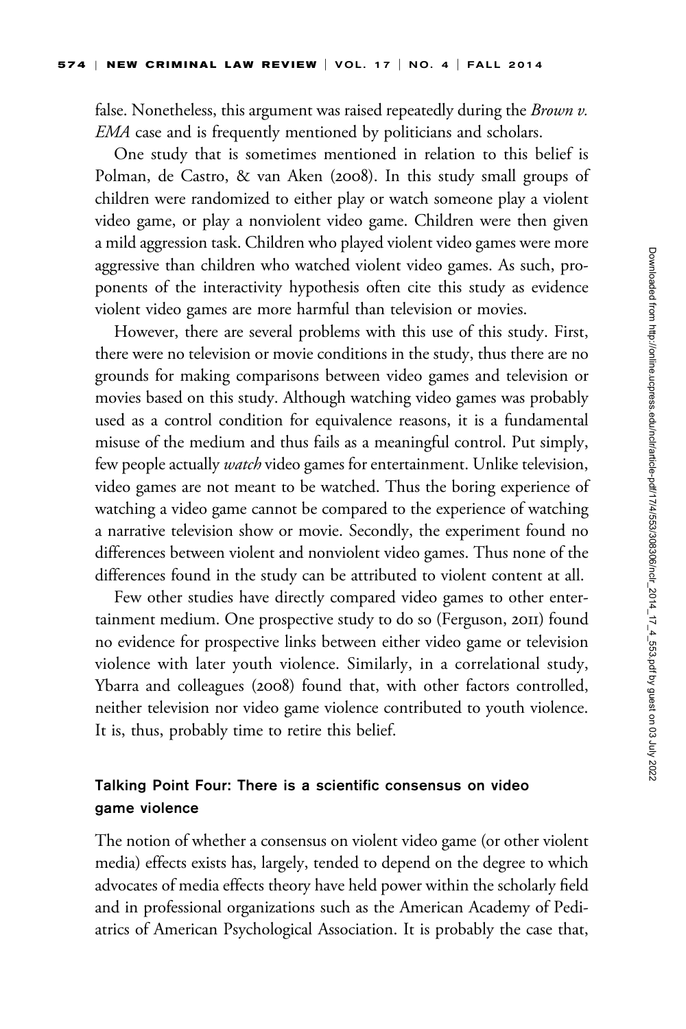false. Nonetheless, this argument was raised repeatedly during the *Brown v. EMA* case and is frequently mentioned by politicians and scholars.

One study that is sometimes mentioned in relation to this belief is Polman, de Castro, & van Aken (2008). In this study small groups of children were randomized to either play or watch someone play a violent video game, or play a nonviolent video game. Children were then given a mild aggression task. Children who played violent video games were more aggressive than children who watched violent video games. As such, proponents of the interactivity hypothesis often cite this study as evidence violent video games are more harmful than television or movies.

However, there are several problems with this use of this study. First, there were no television or movie conditions in the study, thus there are no grounds for making comparisons between video games and television or movies based on this study. Although watching video games was probably used as a control condition for equivalence reasons, it is a fundamental misuse of the medium and thus fails as a meaningful control. Put simply, few people actually *watch* video games for entertainment. Unlike television, video games are not meant to be watched. Thus the boring experience of watching a video game cannot be compared to the experience of watching a narrative television show or movie. Secondly, the experiment found no differences between violent and nonviolent video games. Thus none of the differences found in the study can be attributed to violent content at all.

Few other studies have directly compared video games to other entertainment medium. One prospective study to do so (Ferguson, 2011) found no evidence for prospective links between either video game or television violence with later youth violence. Similarly, in a correlational study, Ybarra and colleagues (2008) found that, with other factors controlled, neither television nor video game violence contributed to youth violence. It is, thus, probably time to retire this belief.

### Talking Point Four: There is a scientific consensus on video game violence

The notion of whether a consensus on violent video game (or other violent media) effects exists has, largely, tended to depend on the degree to which advocates of media effects theory have held power within the scholarly field and in professional organizations such as the American Academy of Pediatrics of American Psychological Association. It is probably the case that,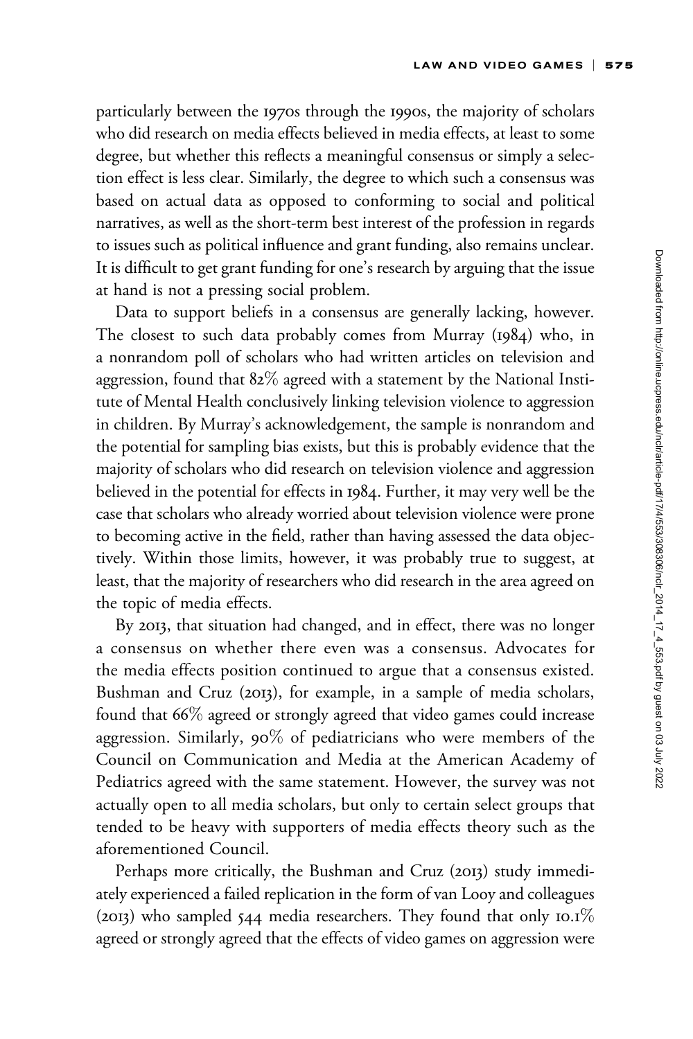particularly between the 1970s through the 1990s, the majority of scholars who did research on media effects believed in media effects, at least to some degree, but whether this reflects a meaningful consensus or simply a selection effect is less clear. Similarly, the degree to which such a consensus was based on actual data as opposed to conforming to social and political narratives, as well as the short-term best interest of the profession in regards to issues such as political influence and grant funding, also remains unclear. It is difficult to get grant funding for one's research by arguing that the issue at hand is not a pressing social problem.

Data to support beliefs in a consensus are generally lacking, however. The closest to such data probably comes from Murray (1984) who, in a nonrandom poll of scholars who had written articles on television and aggression, found that 82% agreed with a statement by the National Institute of Mental Health conclusively linking television violence to aggression in children. By Murray's acknowledgement, the sample is nonrandom and the potential for sampling bias exists, but this is probably evidence that the majority of scholars who did research on television violence and aggression believed in the potential for effects in 1984. Further, it may very well be the case that scholars who already worried about television violence were prone to becoming active in the field, rather than having assessed the data objectively. Within those limits, however, it was probably true to suggest, at least, that the majority of researchers who did research in the area agreed on the topic of media effects.

By 2013, that situation had changed, and in effect, there was no longer a consensus on whether there even was a consensus. Advocates for the media effects position continued to argue that a consensus existed. Bushman and Cruz (2013), for example, in a sample of media scholars, found that 66% agreed or strongly agreed that video games could increase aggression. Similarly, 90% of pediatricians who were members of the Council on Communication and Media at the American Academy of Pediatrics agreed with the same statement. However, the survey was not actually open to all media scholars, but only to certain select groups that tended to be heavy with supporters of media effects theory such as the aforementioned Council.

Perhaps more critically, the Bushman and Cruz (2013) study immediately experienced a failed replication in the form of van Looy and colleagues (2013) who sampled 544 media researchers. They found that only 10.1% agreed or strongly agreed that the effects of video games on aggression were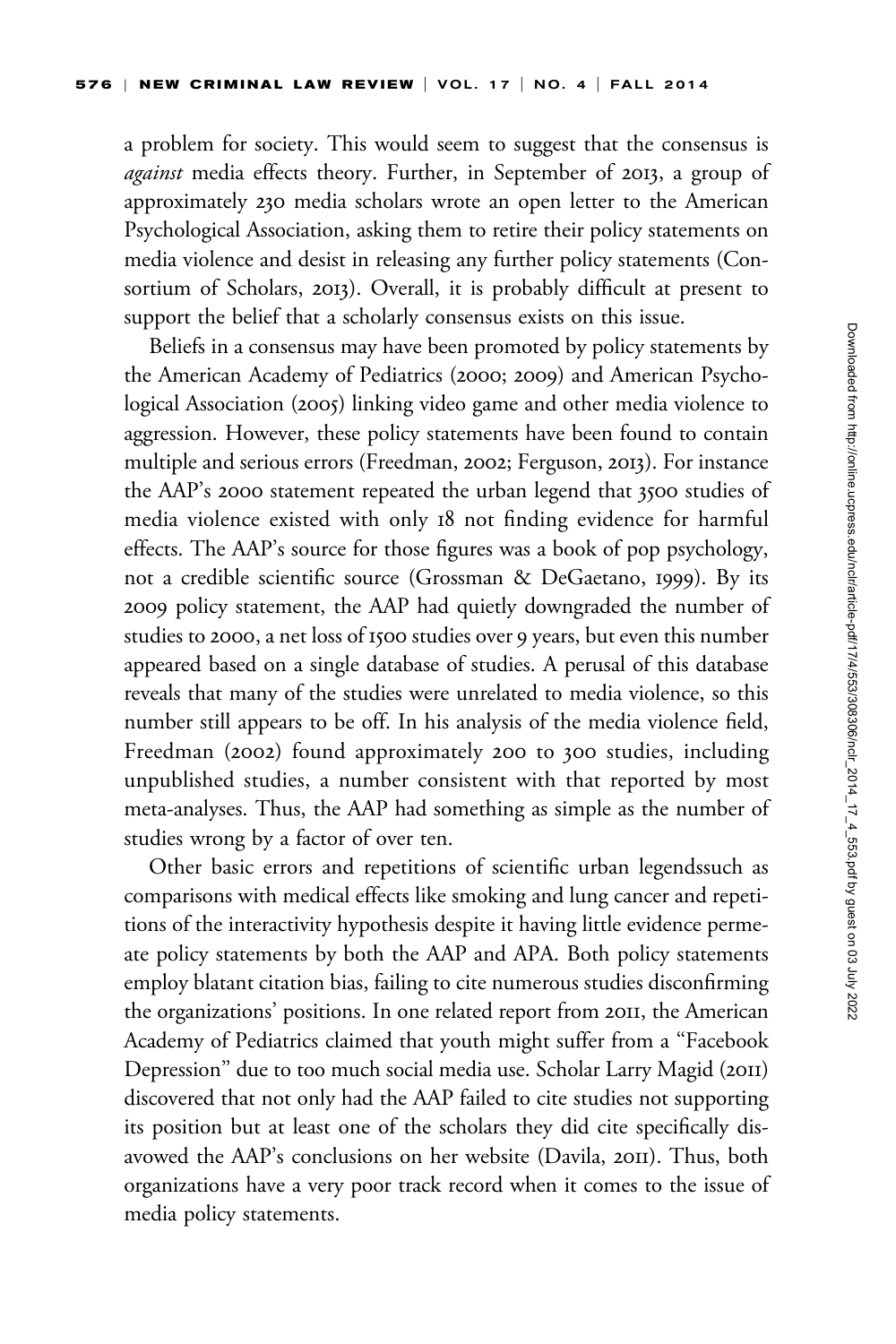a problem for society. This would seem to suggest that the consensus is *against* media effects theory. Further, in September of 2013, a group of approximately 230 media scholars wrote an open letter to the American Psychological Association, asking them to retire their policy statements on media violence and desist in releasing any further policy statements (Consortium of Scholars, 2013). Overall, it is probably difficult at present to support the belief that a scholarly consensus exists on this issue.

Beliefs in a consensus may have been promoted by policy statements by the American Academy of Pediatrics (2000; 2009) and American Psychological Association (2005) linking video game and other media violence to aggression. However, these policy statements have been found to contain multiple and serious errors (Freedman, 2002; Ferguson, 2013). For instance the AAP's 2000 statement repeated the urban legend that 3500 studies of media violence existed with only 18 not finding evidence for harmful effects. The AAP's source for those figures was a book of pop psychology, not a credible scientific source (Grossman & DeGaetano, 1999). By its 2009 policy statement, the AAP had quietly downgraded the number of studies to 2000, a net loss of 1500 studies over 9 years, but even this number appeared based on a single database of studies. A perusal of this database reveals that many of the studies were unrelated to media violence, so this number still appears to be off. In his analysis of the media violence field, Freedman (2002) found approximately 200 to 300 studies, including unpublished studies, a number consistent with that reported by most meta-analyses. Thus, the AAP had something as simple as the number of studies wrong by a factor of over ten.

Other basic errors and repetitions of scientific urban legendssuch as comparisons with medical effects like smoking and lung cancer and repetitions of the interactivity hypothesis despite it having little evidence permeate policy statements by both the AAP and APA. Both policy statements employ blatant citation bias, failing to cite numerous studies disconfirming the organizations' positions. In one related report from 2011, the American Academy of Pediatrics claimed that youth might suffer from a "Facebook Depression" due to too much social media use. Scholar Larry Magid (2011) discovered that not only had the AAP failed to cite studies not supporting its position but at least one of the scholars they did cite specifically disavowed the AAP's conclusions on her website (Davila, 2011). Thus, both organizations have a very poor track record when it comes to the issue of media policy statements.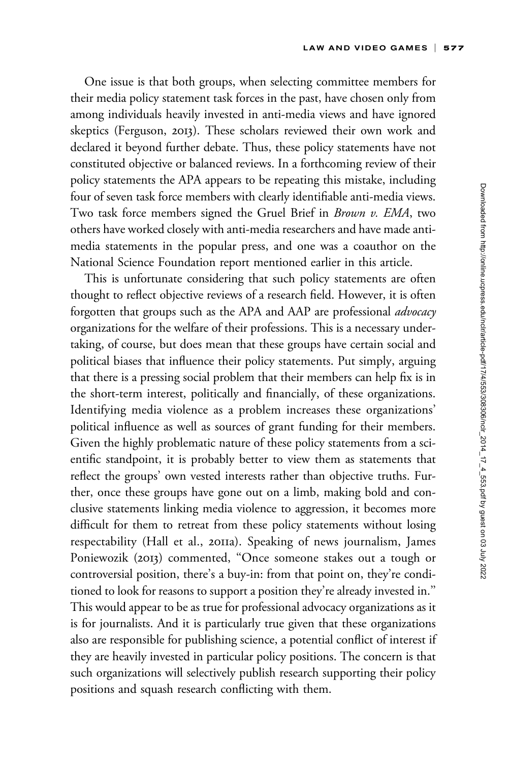One issue is that both groups, when selecting committee members for their media policy statement task forces in the past, have chosen only from among individuals heavily invested in anti-media views and have ignored skeptics (Ferguson, 2013). These scholars reviewed their own work and declared it beyond further debate. Thus, these policy statements have not constituted objective or balanced reviews. In a forthcoming review of their policy statements the APA appears to be repeating this mistake, including four of seven task force members with clearly identifiable anti-media views. Two task force members signed the Gruel Brief in *Brown v. EMA*, two others have worked closely with anti-media researchers and have made anti-media statements in the popular press, and one was a coauthor on the National Science Foundation report mentioned earlier in this article.

This is unfortunate considering that such policy statements are often thought to reflect objective reviews of a research field. However, it is often forgotten that groups such as the APA and AAP are professional *advocacy* organizations for the welfare of their professions. This is a necessary undertaking, of course, but does mean that these groups have certain social and political biases that influence their policy statements. Put simply, arguing that there is a pressing social problem that their members can help fix is in the short-term interest, politically and financially, of these organizations. Identifying media violence as a problem increases these organizations' political influence as well as sources of grant funding for their members. Given the highly problematic nature of these policy statements from a scientific standpoint, it is probably better to view them as statements that reflect the groups' own vested interests rather than objective truths. Further, once these groups have gone out on a limb, making bold and conclusive statements linking media violence to aggression, it becomes more difficult for them to retreat from these policy statements without losing respectability (Hall et al., 2011a). Speaking of news journalism, James Poniewozik (2013) commented, "Once someone stakes out a tough or controversial position, there's a buy-in: from that point on, they're conditioned to look for reasons to support a position they're already invested in." This would appear to be as true for professional advocacy organizations as it is for journalists. And it is particularly true given that these organizations also are responsible for publishing science, a potential conflict of interest if they are heavily invested in particular policy positions. The concern is that such organizations will selectively publish research supporting their policy positions and squash research conflicting with them.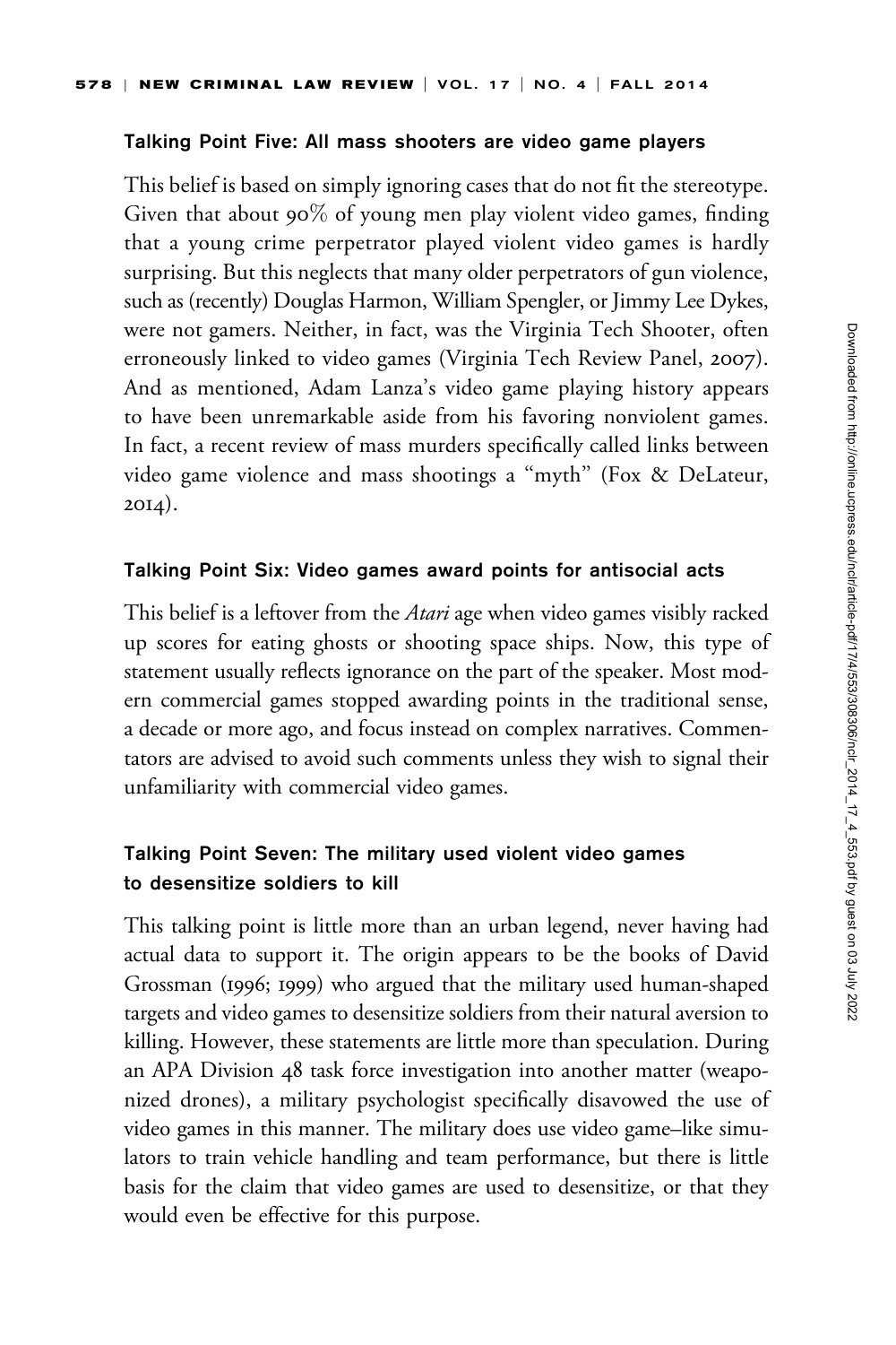#### Talking Point Five: All mass shooters are video game players

This belief is based on simply ignoring cases that do not fit the stereotype. Given that about 90% of young men play violent video games, finding that a young crime perpetrator played violent video games is hardly surprising. But this neglects that many older perpetrators of gun violence, such as (recently) Douglas Harmon, William Spengler, or Jimmy Lee Dykes, were not gamers. Neither, in fact, was the Virginia Tech Shooter, often erroneously linked to video games (Virginia Tech Review Panel, 2007). And as mentioned, Adam Lanza's video game playing history appears to have been unremarkable aside from his favoring nonviolent games. In fact, a recent review of mass murders specifically called links between video game violence and mass shootings a "myth" (Fox & DeLateur, 2014).

#### Talking Point Six: Video games award points for antisocial acts

This belief is a leftover from the *Atari* age when video games visibly racked up scores for eating ghosts or shooting space ships. Now, this type of statement usually reflects ignorance on the part of the speaker. Most modern commercial games stopped awarding points in the traditional sense, a decade or more ago, and focus instead on complex narratives. Commentators are advised to avoid such comments unless they wish to signal their unfamiliarity with commercial video games.

#### Talking Point Seven: The military used violent video games to desensitize soldiers to kill

This talking point is little more than an urban legend, never having had actual data to support it. The origin appears to be the books of David Grossman (1996; 1999) who argued that the military used human-shaped targets and video games to desensitize soldiers from their natural aversion to killing. However, these statements are little more than speculation. During an APA Division 48 task force investigation into another matter (weaponized drones), a military psychologist specifically disavowed the use of video games in this manner. The military does use video game–like simulators to train vehicle handling and team performance, but there is little basis for the claim that video games are used to desensitize, or that they would even be effective for this purpose.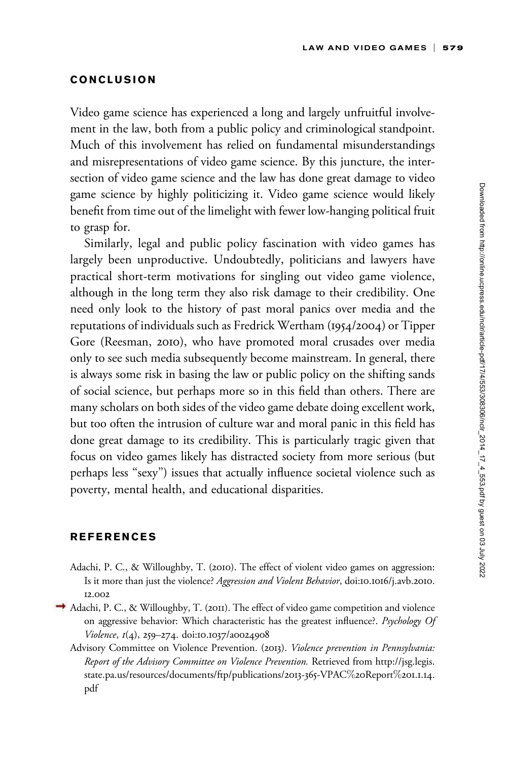## CONCLUSION

Video game science has experienced a long and largely unfruitful involvement in the law, both from a public policy and criminological standpoint. Much of this involvement has relied on fundamental misunderstandings and misrepresentations of video game science. By this juncture, the intersection of video game science and the law has done great damage to video game science by highly politicizing it. Video game science would likely benefit from time out of the limelight with fewer low-hanging political fruit to grasp for.

Similarly, legal and public policy fascination with video games has largely been unproductive. Undoubtedly, politicians and lawyers have practical short-term motivations for singling out video game violence, although in the long term they also risk damage to their credibility. One need only look to the history of past moral panics over media and the reputations of individuals such as Fredrick Wertham (1954/2004) or Tipper Gore (Reesman, 2010), who have promoted moral crusades over media only to see such media subsequently become mainstream. In general, there is always some risk in basing the law or public policy on the shifting sands of social science, but perhaps more so in this field than others. There are many scholars on both sides of the video game debate doing excellent work, but too often the intrusion of culture war and moral panic in this field has done great damage to its credibility. This is particularly tragic given that focus on video games likely has distracted society from more serious (but perhaps less "sexy") issues that actually influence societal violence such as poverty, mental health, and educational disparities.

## REFERENCES

Adachi, P. C., & Willoughby, T. (2010). The effect of violent video games on aggression: Is it more than just the violence? *Aggression and Violent Behavior*, doi:10.1016/j.avb.2010.12.002

Adachi, P. C., & Willoughby, T. (2011). The effect of video game competition and violence on aggressive behavior: Which characteristic has the greatest influence?. *Psychology Of Violence*, *1*(4), 259–274. doi:10.1037/a0024908

Advisory Committee on Violence Prevention. (2013). *Violence prevention in Pennsylvania: Report of the Advisory Committee on Violence Prevention.* Retrieved from http://jsg.legis.state.pa.us/resources/documents/ftp/publications/2013-365-VPAC%20Report%201.1.14.pdf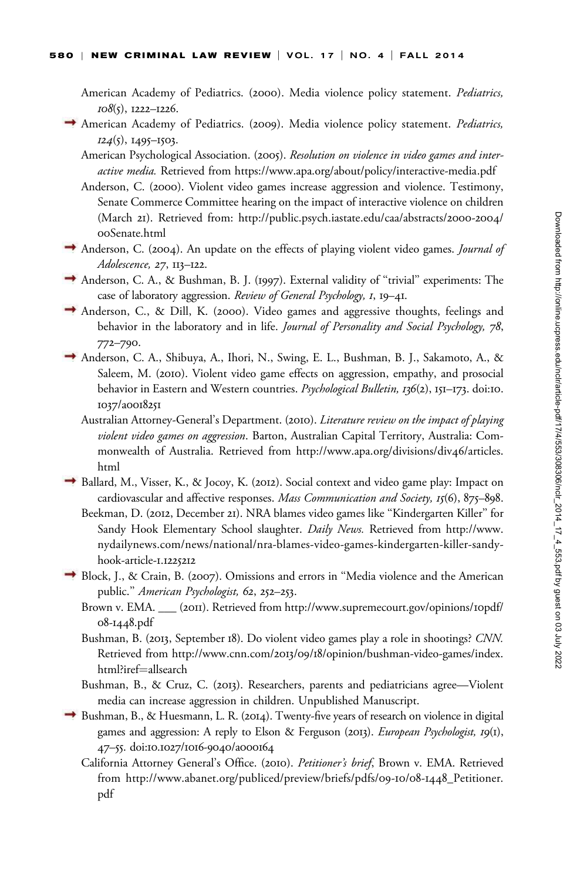American Academy of Pediatrics. (2000). Media violence policy statement. *Pediatrics, 108*(5), 1222–1226.

American Academy of Pediatrics. (2009). Media violence policy statement. *Pediatrics, 124*(5), 1495–1503.

American Psychological Association. (2005). *Resolution on violence in video games and interactive media.* Retrieved from https://www.apa.org/about/policy/interactive-media.pdf

Anderson, C. (2000). Violent video games increase aggression and violence. Testimony, Senate Commerce Committee hearing on the impact of interactive violence on children (March 21). Retrieved from: http://public.psych.iastate.edu/caa/abstracts/2000-2004/00Senate.html

Anderson, C. (2004). An update on the effects of playing violent video games. *Journal of Adolescence, 27*, 113–122.

Anderson, C. A., & Bushman, B. J. (1997). External validity of "trivial" experiments: The case of laboratory aggression. *Review of General Psychology, 1*, 19–41.

Anderson, C., & Dill, K. (2000). Video games and aggressive thoughts, feelings and behavior in the laboratory and in life. *Journal of Personality and Social Psychology, 78*, 772–790.

Anderson, C. A., Shibuya, A., Ihori, N., Swing, E. L., Bushman, B. J., Sakamoto, A., & Saleem, M. (2010). Violent video game effects on aggression, empathy, and prosocial behavior in Eastern and Western countries. *Psychological Bulletin, 136*(2), 151–173. doi:10.1037/a0018251

Australian Attorney-General's Department. (2010). *Literature review on the impact of playing violent video games on aggression*. Barton, Australian Capital Territory, Australia: Commonwealth of Australia. Retrieved from http://www.apa.org/divisions/div46/articles.html

Ballard, M., Visser, K., & Jocoy, K. (2012). Social context and video game play: Impact on cardiovascular and affective responses. *Mass Communication and Society, 15*(6), 875–898.

Beekman, D. (2012, December 21). NRA blames video games like "Kindergarten Killer" for Sandy Hook Elementary School slaughter. *Daily News.* Retrieved from http://www.nydailynews.com/news/national/nra-blames-video-games-kindergarten-killer-sandy-hook-article-1.1225212

Block, J., & Crain, B. (2007). Omissions and errors in "Media violence and the American public." *American Psychologist, 62*, 252–253.

Brown v. EMA. ___ (2011). Retrieved from http://www.supremecourt.gov/opinions/10pdf/08-1448.pdf

Bushman, B. (2013, September 18). Do violent video games play a role in shootings? *CNN.* Retrieved from http://www.cnn.com/2013/09/18/opinion/bushman-video-games/index.html?iref=allsearch

Bushman, B., & Cruz, C. (2013). Researchers, parents and pediatricians agree—Violent media can increase aggression in children. Unpublished Manuscript.

Bushman, B., & Huesmann, L. R. (2014). Twenty-five years of research on violence in digital games and aggression: A reply to Elson & Ferguson (2013). *European Psychologist, 19*(1), 47–55. doi:10.1027/1016-9040/a000164

California Attorney General's Office. (2010). *Petitioner's brief*, Brown v. EMA. Retrieved from http://www.abanet.org/publiced/preview/briefs/pdfs/09-10/08-1448_Petitioner.pdf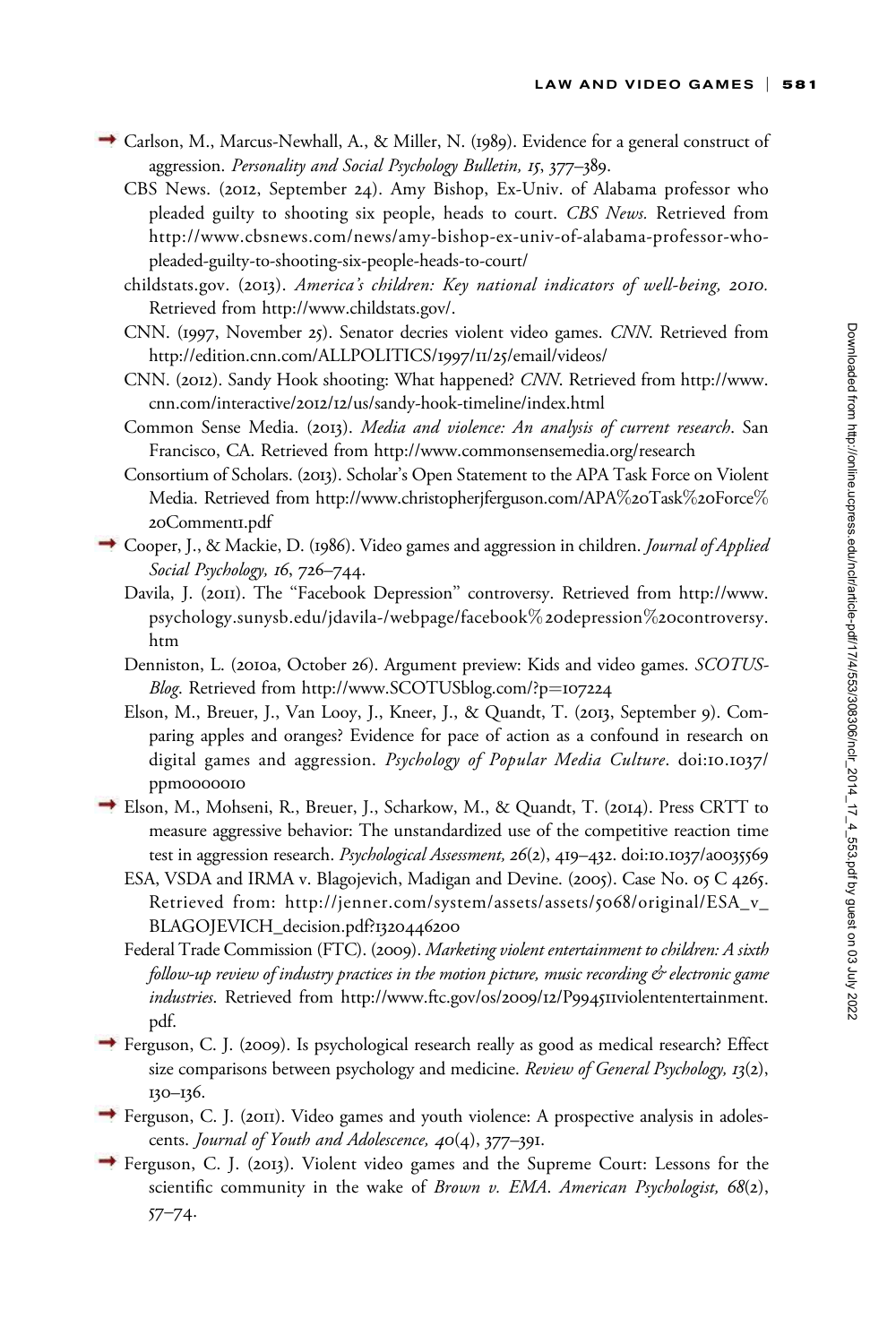Carlson, M., Marcus-Newhall, A., & Miller, N. (1989). Evidence for a general construct of aggression. *Personality and Social Psychology Bulletin, 15*, 377–389.

CBS News. (2012, September 24). Amy Bishop, Ex-Univ. of Alabama professor who pleaded guilty to shooting six people, heads to court. *CBS News.* Retrieved from http://www.cbsnews.com/news/amy-bishop-ex-univ-of-alabama-professor-who-pleaded-guilty-to-shooting-six-people-heads-to-court/

childstats.gov. (2013). *America's children: Key national indicators of well-being, 2010.* Retrieved from http://www.childstats.gov/.

CNN. (1997, November 25). Senator decries violent video games. *CNN.* Retrieved from http://edition.cnn.com/ALLPOLITICS/1997/11/25/email/videos/

CNN. (2012). Sandy Hook shooting: What happened? *CNN.* Retrieved from http://www.cnn.com/interactive/2012/12/us/sandy-hook-timeline/index.html

Common Sense Media. (2013). *Media and violence: An analysis of current research*. San Francisco, CA. Retrieved from http://www.commonsensemedia.org/research

Consortium of Scholars. (2013). Scholar's Open Statement to the APA Task Force on Violent Media. Retrieved from http://www.christopherjferguson.com/APA%20Task%20Force%20Comment1.pdf

Cooper, J., & Mackie, D. (1986). Video games and aggression in children. *Journal of Applied Social Psychology, 16*, 726–744.

Davila, J. (2011). The "Facebook Depression" controversy. Retrieved from http://www.psychology.sunysb.edu/jdavila-/webpage/facebook%20depression%20controversy.htm

Denniston, L. (2010a, October 26). Argument preview: Kids and video games. *SCOTUSBlog*. Retrieved from http://www.SCOTUSblog.com/?p=107224

Elson, M., Breuer, J., Van Looy, J., Kneer, J., & Quandt, T. (2013, September 9). Comparing apples and oranges? Evidence for pace of action as a confound in research on digital games and aggression. *Psychology of Popular Media Culture*. doi:10.1037/ppm0000010

Elson, M., Mohseni, R., Breuer, J., Scharkow, M., & Quandt, T. (2014). Press CRTT to measure aggressive behavior: The unstandardized use of the competitive reaction time test in aggression research. *Psychological Assessment, 26*(2), 419–432. doi:10.1037/a0035569

ESA, VSDA and IRMA v. Blagojevich, Madigan and Devine. (2005). Case No. 05 C 4265. Retrieved from: http://jenner.com/system/assets/assets/5068/original/ESA_v_BLAGOJEVICH_decision.pdf?1320446200

Federal Trade Commission (FTC). (2009). *Marketing violent entertainment to children: A sixth follow-up review of industry practices in the motion picture, music recording & electronic game industries*. Retrieved from http://www.ftc.gov/os/2009/12/P994511violententertainment.pdf.

Ferguson, C. J. (2009). Is psychological research really as good as medical research? Effect size comparisons between psychology and medicine. *Review of General Psychology, 13*(2), 130–136.

Ferguson, C. J. (2011). Video games and youth violence: A prospective analysis in adolescents. *Journal of Youth and Adolescence, 40*(4), 377–391.

Ferguson, C. J. (2013). Violent video games and the Supreme Court: Lessons for the scientific community in the wake of *Brown v. EMA*. *American Psychologist, 68*(2), 57–74.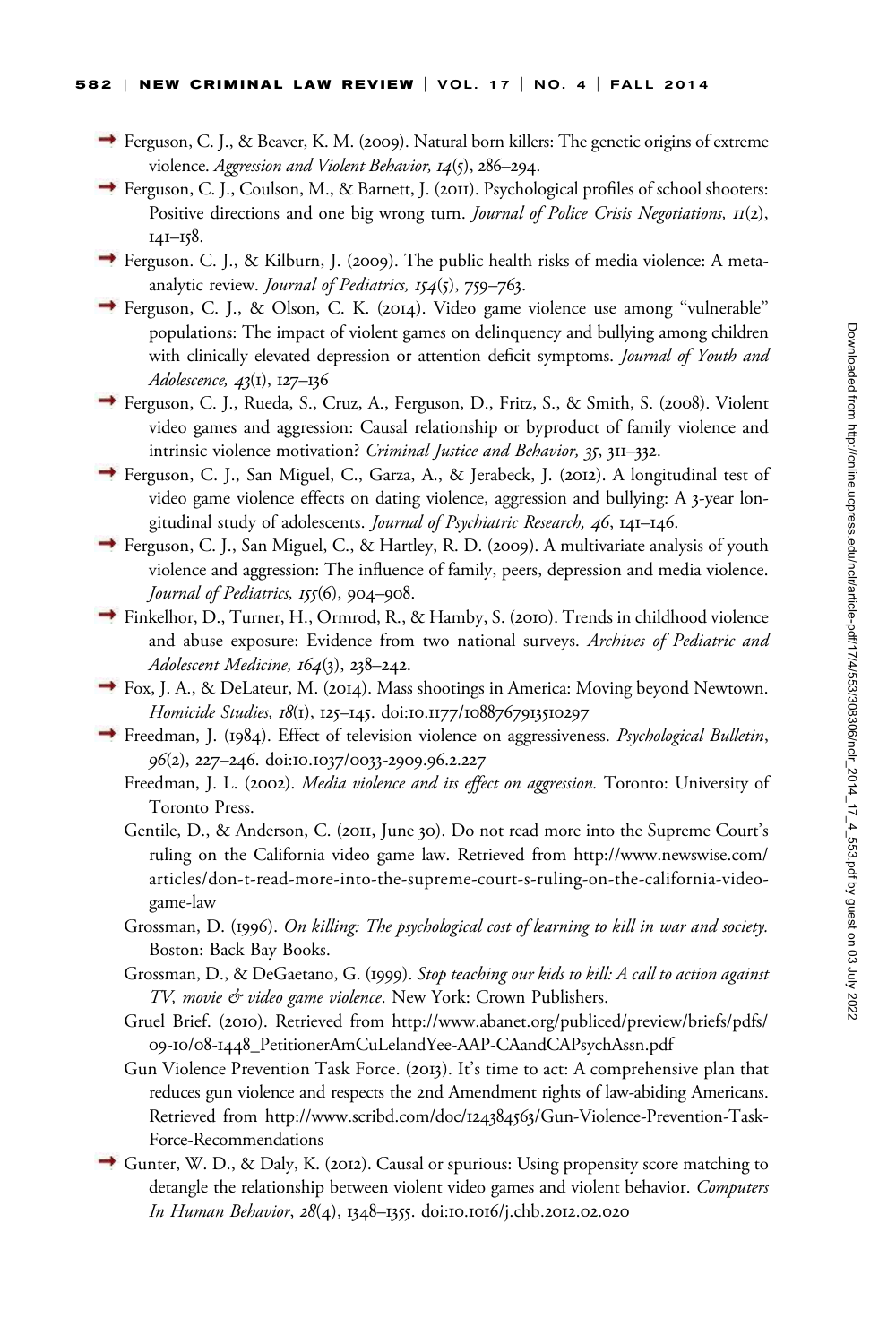Ferguson, C. J., & Beaver, K. M. (2009). Natural born killers: The genetic origins of extreme violence. *Aggression and Violent Behavior, 14*(5), 286–294.

Ferguson, C. J., Coulson, M., & Barnett, J. (2011). Psychological profiles of school shooters: Positive directions and one big wrong turn. *Journal of Police Crisis Negotiations, 11*(2), 141–158.

Ferguson. C. J., & Kilburn, J. (2009). The public health risks of media violence: A meta-analytic review. *Journal of Pediatrics, 154*(5), 759–763.

Ferguson, C. J., & Olson, C. K. (2014). Video game violence use among "vulnerable" populations: The impact of violent games on delinquency and bullying among children with clinically elevated depression or attention deficit symptoms. *Journal of Youth and Adolescence, 43*(1), 127–136

Ferguson, C. J., Rueda, S., Cruz, A., Ferguson, D., Fritz, S., & Smith, S. (2008). Violent video games and aggression: Causal relationship or byproduct of family violence and intrinsic violence motivation? *Criminal Justice and Behavior, 35*, 311–332.

Ferguson, C. J., San Miguel, C., Garza, A., & Jerabeck, J. (2012). A longitudinal test of video game violence effects on dating violence, aggression and bullying: A 3-year longitudinal study of adolescents. *Journal of Psychiatric Research, 46*, 141–146.

Ferguson, C. J., San Miguel, C., & Hartley, R. D. (2009). A multivariate analysis of youth violence and aggression: The influence of family, peers, depression and media violence. *Journal of Pediatrics, 155*(6), 904–908.

Finkelhor, D., Turner, H., Ormrod, R., & Hamby, S. (2010). Trends in childhood violence and abuse exposure: Evidence from two national surveys. *Archives of Pediatric and Adolescent Medicine, 164*(3), 238–242.

Fox, J. A., & DeLateur, M. (2014). Mass shootings in America: Moving beyond Newtown. *Homicide Studies, 18*(1), 125–145. doi:10.1177/1088767913510297

Freedman, J. (1984). Effect of television violence on aggressiveness. *Psychological Bulletin*, 96(2), 227–246. doi:10.1037/0033-2909.96.2.227

Freedman, J. L. (2002). *Media violence and its effect on aggression.* Toronto: University of Toronto Press.

Gentile, D., & Anderson, C. (2011, June 30). Do not read more into the Supreme Court's ruling on the California video game law. Retrieved from http://www.newswise.com/articles/don-t-read-more-into-the-supreme-court-s-ruling-on-the-california-video-game-law

Grossman, D. (1996). *On killing: The psychological cost of learning to kill in war and society.* Boston: Back Bay Books.

Grossman, D., & DeGaetano, G. (1999). *Stop teaching our kids to kill: A call to action against TV, movie & video game violence*. New York: Crown Publishers.

Gruel Brief. (2010). Retrieved from http://www.abanet.org/publiced/preview/briefs/pdfs/09-10/08-1448_PetitionerAmCuLelandYee-AAP-CAandCAPsychAssn.pdf

Gun Violence Prevention Task Force. (2013). It's time to act: A comprehensive plan that reduces gun violence and respects the 2nd Amendment rights of law-abiding Americans. Retrieved from http://www.scribd.com/doc/124384563/Gun-Violence-Prevention-Task-Force-Recommendations

Gunter, W. D., & Daly, K. (2012). Causal or spurious: Using propensity score matching to detangle the relationship between violent video games and violent behavior. *Computers In Human Behavior*, *28*(4), 1348–1355. doi:10.1016/j.chb.2012.02.020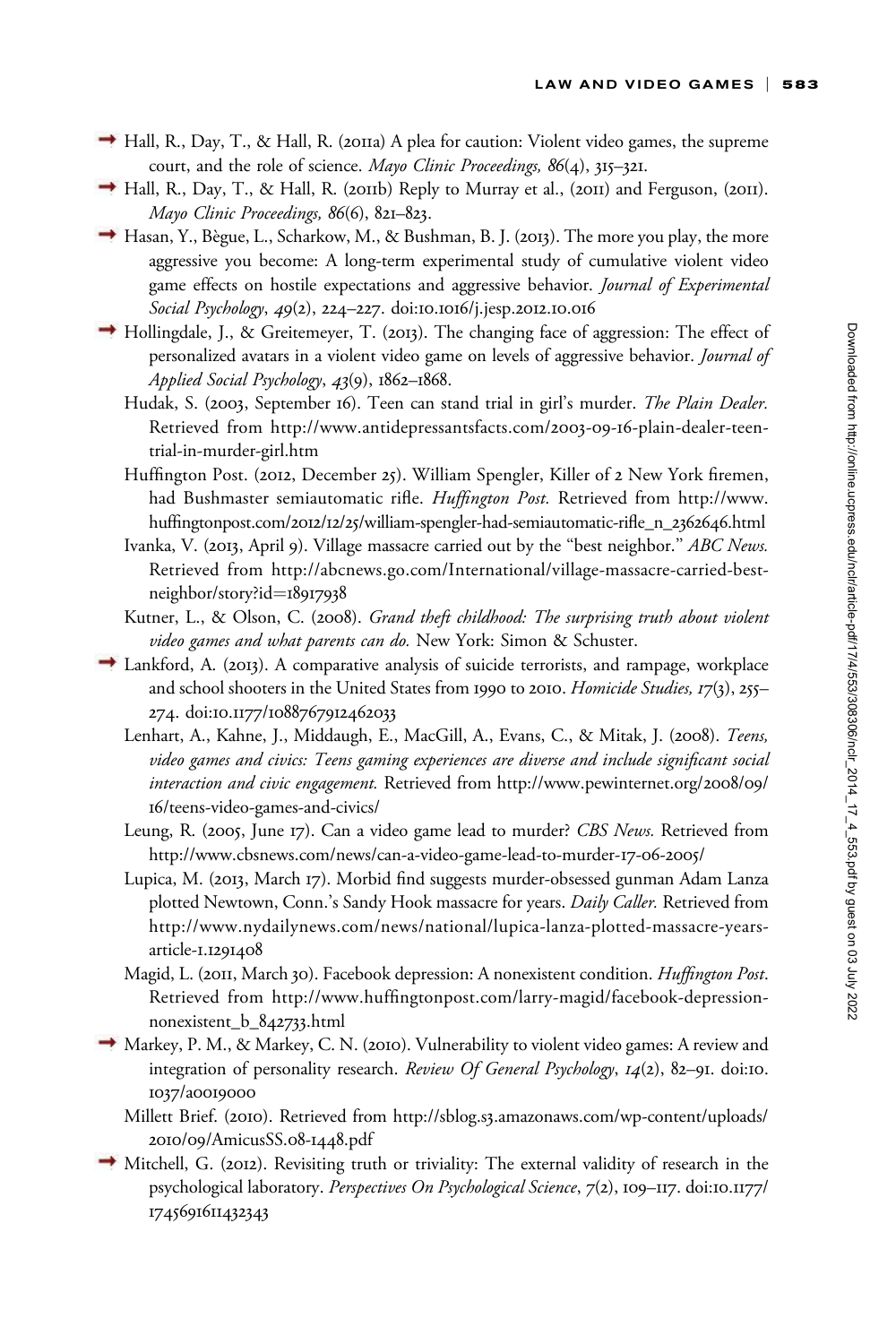Hall, R., Day, T., & Hall, R. (2011a) A plea for caution: Violent video games, the supreme court, and the role of science. *Mayo Clinic Proceedings, 86*(4), 315–321.

Hall, R., Day, T., & Hall, R. (2011b) Reply to Murray et al., (2011) and Ferguson, (2011). *Mayo Clinic Proceedings, 86*(6), 821–823.

Hasan, Y., Bègue, L., Scharkow, M., & Bushman, B. J. (2013). The more you play, the more aggressive you become: A long-term experimental study of cumulative violent video game effects on hostile expectations and aggressive behavior. *Journal of Experimental Social Psychology*, *49*(2), 224–227. doi:10.1016/j.jesp.2012.10.016

Hollingdale, J., & Greitemeyer, T. (2013). The changing face of aggression: The effect of personalized avatars in a violent video game on levels of aggressive behavior. *Journal of Applied Social Psychology*, *43*(9), 1862–1868.

Hudak, S. (2003, September 16). Teen can stand trial in girl's murder. *The Plain Dealer.* Retrieved from http://www.antidepressantsfacts.com/2003-09-16-plain-dealer-teen-trial-in-murder-girl.htm

Huffington Post. (2012, December 25). William Spengler, Killer of 2 New York firemen, had Bushmaster semiautomatic rifle. *Huffington Post.* Retrieved from http://www.huffingtonpost.com/2012/12/25/william-spengler-had-semiautomatic-rifle_n_2362646.html

Ivanka, V. (2013, April 9). Village massacre carried out by the "best neighbor." *ABC News.* Retrieved from http://abcnews.go.com/International/village-massacre-carried-best-neighbor/story?id=18917938

Kutner, L., & Olson, C. (2008). *Grand theft childhood: The surprising truth about violent video games and what parents can do.* New York: Simon & Schuster.

Lankford, A. (2013). A comparative analysis of suicide terrorists, and rampage, workplace and school shooters in the United States from 1990 to 2010. *Homicide Studies, 17*(3), 255–274. doi:10.1177/1088767912462033

Lenhart, A., Kahne, J., Middaugh, E., MacGill, A., Evans, C., & Mitak, J. (2008). *Teens, video games and civics: Teens gaming experiences are diverse and include significant social interaction and civic engagement.* Retrieved from http://www.pewinternet.org/2008/09/16/teens-video-games-and-civics/

Leung, R. (2005, June 17). Can a video game lead to murder? *CBS News.* Retrieved from http://www.cbsnews.com/news/can-a-video-game-lead-to-murder-17-06-2005/

Lupica, M. (2013, March 17). Morbid find suggests murder-obsessed gunman Adam Lanza plotted Newtown, Conn.'s Sandy Hook massacre for years. *Daily Caller.* Retrieved from http://www.nydailynews.com/news/national/lupica-lanza-plotted-massacre-years-article-1.1291408

Magid, L. (2011, March 30). Facebook depression: A nonexistent condition. *Huffington Post.* Retrieved from http://www.huffingtonpost.com/larry-magid/facebook-depression-nonexistent_b_842733.html

Markey, P. M., & Markey, C. N. (2010). Vulnerability to violent video games: A review and integration of personality research. *Review Of General Psychology*, *14*(2), 82–91. doi:10.1037/a0019000

Millett Brief. (2010). Retrieved from http://sblog.s3.amazonaws.com/wp-content/uploads/2010/09/AmicusSS.08-1448.pdf

Mitchell, G. (2012). Revisiting truth or triviality: The external validity of research in the psychological laboratory. *Perspectives On Psychological Science*, *7*(2), 109–117. doi:10.1177/1745691611432343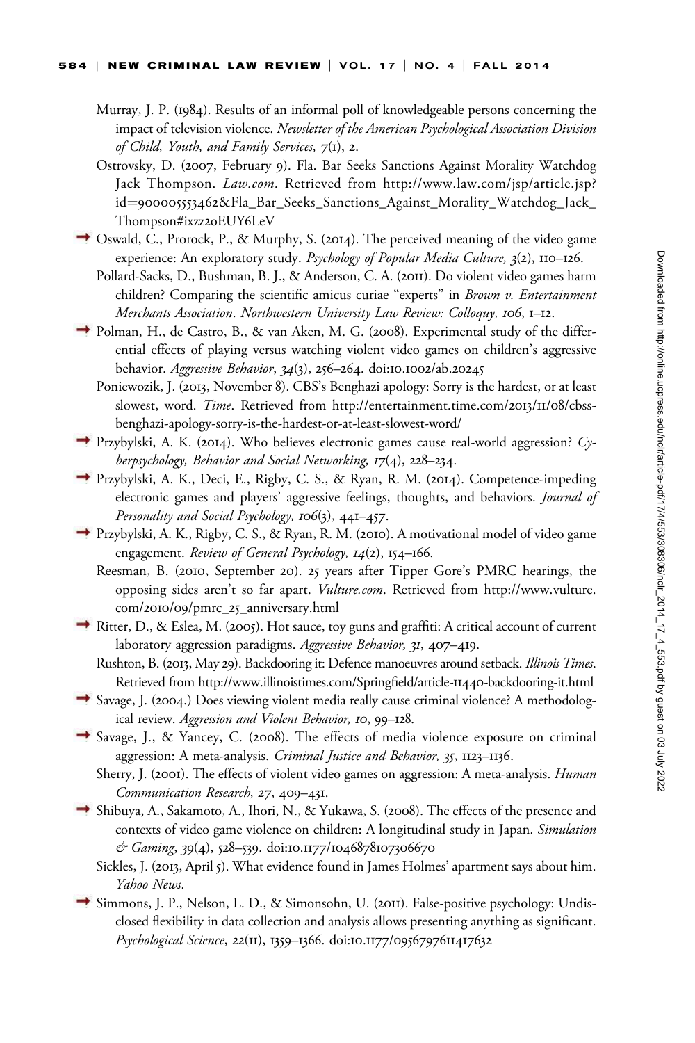Murray, J. P. (1984). Results of an informal poll of knowledgeable persons concerning the impact of television violence. *Newsletter of the American Psychological Association Division of Child, Youth, and Family Services, 7*(1), 2.

Ostrovsky, D. (2007, February 9). Fla. Bar Seeks Sanctions Against Morality Watchdog Jack Thompson. *Law.com*. Retrieved from http://www.law.com/jsp/article.jsp?id=900005553462&Fla_Bar_Seeks_Sanctions_Against_Morality_Watchdog_Jack_Thompson#ixzz20EUY6LeV

Oswald, C., Prorock, P., & Murphy, S. (2014). The perceived meaning of the video game experience: An exploratory study. *Psychology of Popular Media Culture, 3*(2), 110–126.

Pollard-Sacks, D., Bushman, B. J., & Anderson, C. A. (2011). Do violent video games harm children? Comparing the scientific amicus curiae "experts" in *Brown v. Entertainment Merchants Association*. *Northwestern University Law Review: Colloquy, 106*, 1–12.

Polman, H., de Castro, B., & van Aken, M. G. (2008). Experimental study of the differential effects of playing versus watching violent video games on children's aggressive behavior. *Aggressive Behavior*, *34*(3), 256–264. doi:10.1002/ab.20245

Poniewozik, J. (2013, November 8). CBS's Benghazi apology: Sorry is the hardest, or at least slowest, word. *Time*. Retrieved from http://entertainment.time.com/2013/11/08/cbss-benghazi-apology-sorry-is-the-hardest-or-at-least-slowest-word/

Przybylski, A. K. (2014). Who believes electronic games cause real-world aggression? *Cyberpsychology, Behavior and Social Networking, 17*(4), 228–234.

Przybylski, A. K., Deci, E., Rigby, C. S., & Ryan, R. M. (2014). Competence-impeding electronic games and players' aggressive feelings, thoughts, and behaviors. *Journal of Personality and Social Psychology, 106*(3), 441–457.

Przybylski, A. K., Rigby, C. S., & Ryan, R. M. (2010). A motivational model of video game engagement. *Review of General Psychology, 14*(2), 154–166.

Reesman, B. (2010, September 20). 25 years after Tipper Gore's PMRC hearings, the opposing sides aren't so far apart. *Vulture.com*. Retrieved from http://www.vulture.com/2010/09/pmrc_25_anniversary.html

Ritter, D., & Eslea, M. (2005). Hot sauce, toy guns and graffiti: A critical account of current laboratory aggression paradigms. *Aggressive Behavior, 31*, 407–419.

Rushton, B. (2013, May 29). Backdooring it: Defence manoeuvres around setback. *Illinois Times*. Retrieved from http://www.illinoistimes.com/Springfield/article-11440-backdooring-it.html

Savage, J. (2004.) Does viewing violent media really cause criminal violence? A methodological review. *Aggression and Violent Behavior, 10*, 99–128.

Savage, J., & Yancey, C. (2008). The effects of media violence exposure on criminal aggression: A meta-analysis. *Criminal Justice and Behavior, 35*, 1123–1136.

Sherry, J. (2001). The effects of violent video games on aggression: A meta-analysis. *Human Communication Research, 27*, 409–431.

Shibuya, A., Sakamoto, A., Ihori, N., & Yukawa, S. (2008). The effects of the presence and contexts of video game violence on children: A longitudinal study in Japan. *Simulation & Gaming*, *39*(4), 528–539. doi:10.1177/1046878107306670

Sickles, J. (2013, April 5). What evidence found in James Holmes' apartment says about him. *Yahoo News*.

Simmons, J. P., Nelson, L. D., & Simonsohn, U. (2011). False-positive psychology: Undisclosed flexibility in data collection and analysis allows presenting anything as significant. *Psychological Science*, *22*(11), 1359–1366. doi:10.1177/0956797611417632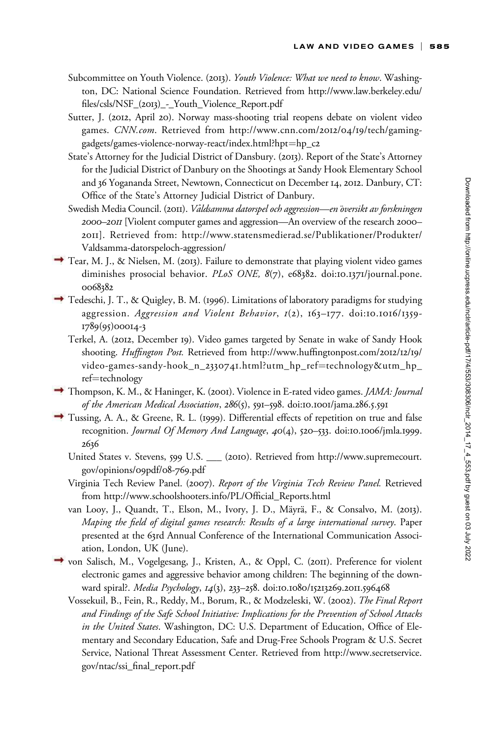Subcommittee on Youth Violence. (2013). *Youth Violence: What we need to know*. Washington, DC: National Science Foundation. Retrieved from http://www.law.berkeley.edu/files/csls/NSF_(2013)_-_Youth_Violence_Report.pdf

Sutter, J. (2012, April 20). Norway mass-shooting trial reopens debate on violent video games. *CNN.com*. Retrieved from http://www.cnn.com/2012/04/19/tech/gaming-gadgets/games-violence-norway-react/index.html?hpt=hp_c2

State's Attorney for the Judicial District of Dansbury. (2013). Report of the State's Attorney for the Judicial District of Danbury on the Shootings at Sandy Hook Elementary School and 36 Yogananda Street, Newtown, Connecticut on December 14, 2012. Danbury, CT: Office of the State's Attorney Judicial District of Danbury.

Swedish Media Council. (2011). *Våldsamma datorspel och aggression—en översikt av forskningen 2000–2011* [Violent computer games and aggression—An overview of the research 2000–2011]. Retrieved from: http://www.statensmedierad.se/Publikationer/Produkter/Valdsamma-datorspeloch-aggression/

Tear, M. J., & Nielsen, M. (2013). Failure to demonstrate that playing violent video games diminishes prosocial behavior. *PLoS ONE, 8*(7), e68382. doi:10.1371/journal.pone.0068382

Tedeschi, J. T., & Quigley, B. M. (1996). Limitations of laboratory paradigms for studying aggression. *Aggression and Violent Behavior*, *1*(2), 163–177. doi:10.1016/1359-1789(95)00014-3

Terkel, A. (2012, December 19). Video games targeted by Senate in wake of Sandy Hook shooting. *Huffington Post.* Retrieved from http://www.huffingtonpost.com/2012/12/19/video-games-sandy-hook_n_2330741.html?utm_hp_ref=technology&utm_hp_ref=technology

Thompson, K. M., & Haninger, K. (2001). Violence in E-rated video games. *JAMA: Journal of the American Medical Association*, *286*(5), 591–598. doi:10.1001/jama.286.5.591

Tussing, A. A., & Greene, R. L. (1999). Differential effects of repetition on true and false recognition. *Journal Of Memory And Language*, *40*(4), 520–533. doi:10.1006/jmla.1999.2636

United States v. Stevens, 599 U.S. ___ (2010). Retrieved from http://www.supremecourt.gov/opinions/09pdf/08-769.pdf

Virginia Tech Review Panel. (2007). *Report of the Virginia Tech Review Panel.* Retrieved from http://www.schoolshooters.info/PL/Official_Reports.html

van Looy, J., Quandt, T., Elson, M., Ivory, J. D., Mäyrä, F., & Consalvo, M. (2013). *Maping the field of digital games research: Results of a large international survey*. Paper presented at the 63rd Annual Conference of the International Communication Association, London, UK (June).

von Salisch, M., Vogelgesang, J., Kristen, A., & Oppl, C. (2011). Preference for violent electronic games and aggressive behavior among children: The beginning of the downward spiral?. *Media Psychology*, *14*(3), 233–258. doi:10.1080/15213269.2011.596468

Vossekuil, B., Fein, R., Reddy, M., Borum, R., & Modzeleski, W. (2002). *The Final Report and Findings of the Safe School Initiative: Implications for the Prevention of School Attacks in the United States*. Washington, DC: U.S. Department of Education, Office of Elementary and Secondary Education, Safe and Drug-Free Schools Program & U.S. Secret Service, National Threat Assessment Center. Retrieved from http://www.secretservice.gov/ntac/ssi_final_report.pdf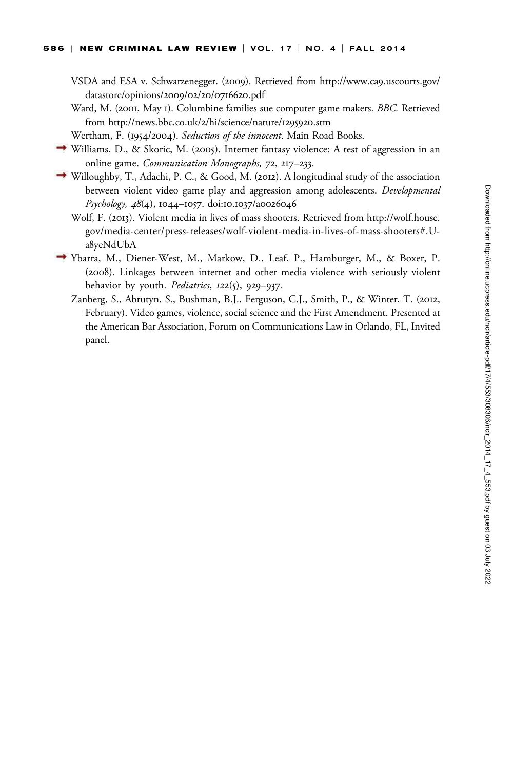VSDA and ESA v. Schwarzenegger. (2009). Retrieved from http://www.ca9.uscourts.gov/datastore/opinions/2009/02/20/0716620.pdf

Ward, M. (2001, May 1). Columbine families sue computer game makers. *BBC.* Retrieved from http://news.bbc.co.uk/2/hi/science/nature/1295920.stm

Wertham, F. (1954/2004). *Seduction of the innocent*. Main Road Books.

Williams, D., & Skoric, M. (2005). Internet fantasy violence: A test of aggression in an online game. *Communication Monographs, 72*, 217–233.

Willoughby, T., Adachi, P. C., & Good, M. (2012). A longitudinal study of the association between violent video game play and aggression among adolescents. *Developmental Psychology, 48*(4), 1044–1057. doi:10.1037/a0026046

Wolf, F. (2013). Violent media in lives of mass shooters. Retrieved from http://wolf.house.gov/media-center/press-releases/wolf-violent-media-in-lives-of-mass-shooters#.U-a8yeNdUbA

Ybarra, M., Diener-West, M., Markow, D., Leaf, P., Hamburger, M., & Boxer, P. (2008). Linkages between internet and other media violence with seriously violent behavior by youth. *Pediatrics*, *122*(5), 929–937.

Zanberg, S., Abrutyn, S., Bushman, B.J., Ferguson, C.J., Smith, P., & Winter, T. (2012, February). Video games, violence, social science and the First Amendment. Presented at the American Bar Association, Forum on Communications Law in Orlando, FL, Invited panel.